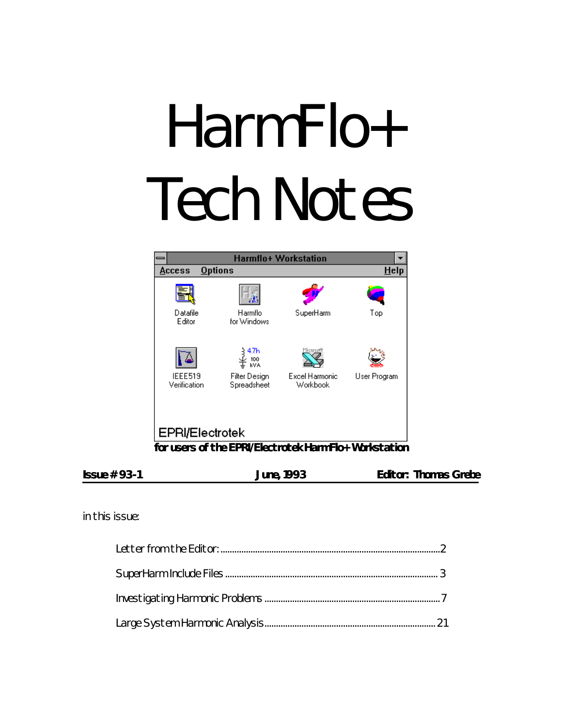# HarmFlo+ Tech Notes

Harmflo+ Workstation

Access Options Help

Datafile Editor | Harmflo for Windows | SuperHarm | Top

IEEE519 Verification | Filter Design Spreadsheet | Excel Harmonic Workbook | User Program

EPRI/Electrotek

***for users of the EPRI/Electrotek HarmFlo+ Workstation***

**Issue # 93-1** **June, 1993** **Editor: Thomas Grebe**

in this issue:

Letter from the Editor: ............................................................. 2

SuperHarm Include Files ............................................................ 3

Investigating Harmonic Problems .............................................. 7

Large System Harmonic Analysis ............................................ 21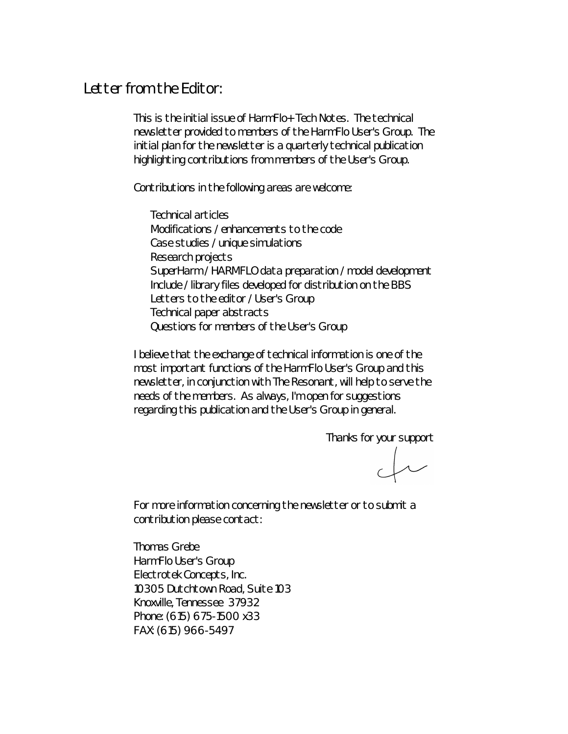# Letter from the Editor:

This is the initial issue of HarmFlo+ Tech Notes. The technical newsletter provided to members of the HarmFlo User's Group. The initial plan for the newsletter is a quarterly technical publication highlighting contributions from members of the User's Group.

Contributions in the following areas are welcome:

- Technical articles
- Modifications / enhancements to the code
- Case studies / unique simulations
- Research projects
- SuperHarm / HARMFLO data preparation / model development
- Include / library files developed for distribution on the BBS
- Letters to the editor / User's Group
- Technical paper abstracts
- Questions for members of the User's Group

I believe that the exchange of technical information is one of the most important functions of the HarmFlo User's Group and this newsletter, in conjunction with The Resonant, will help to serve the needs of the members. As always, I'm open for suggestions regarding this publication and the User's Group in general.

Thanks for your support

For more information concerning the newsletter or to submit a contribution please contact:

Thomas Grebe
HarmFlo User's Group
Electrotek Concepts, Inc.
10305 Dutchtown Road, Suite 103
Knoxville, Tennessee 37932
Phone: (615) 675-1500 x33
FAX: (615) 966-5497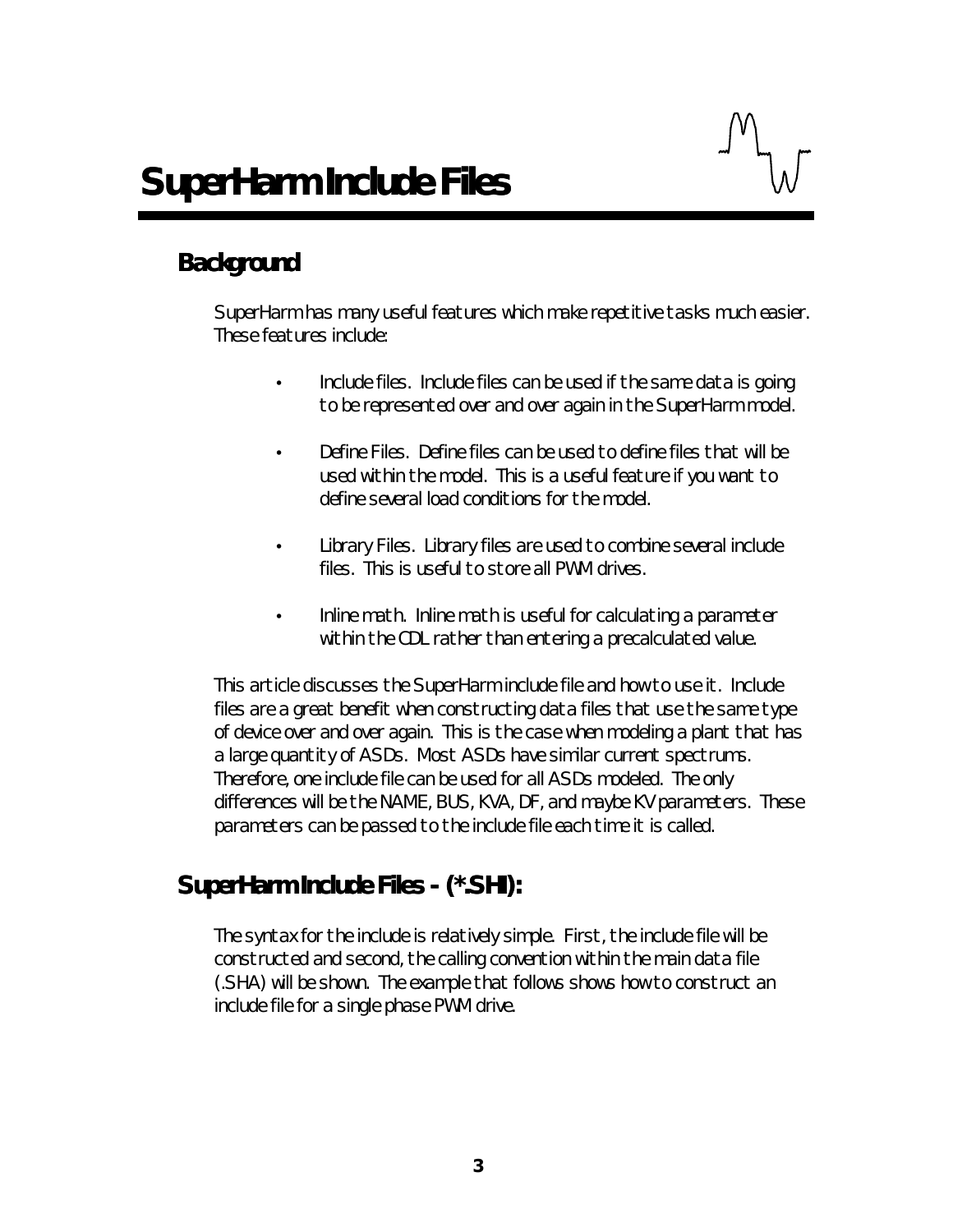# SuperHarm Include Files

## Background

SuperHarm has many useful features which make repetitive tasks much easier. These features include:

- Include files. Include files can be used if the same data is going to be represented over and over again in the SuperHarm model.
- Define Files. Define files can be used to define files that will be used within the model. This is a useful feature if you want to define several load conditions for the model.
- Library Files. Library files are used to combine several include files. This is useful to store all PWM drives.
- Inline math. Inline math is useful for calculating a parameter within the CDL rather than entering a precalculated value.

This article discusses the SuperHarm include file and how to use it. Include files are a great benefit when constructing data files that use the same type of device over and over again. This is the case when modeling a plant that has a large quantity of ASDs. Most ASDs have similar current spectrums. Therefore, one include file can be used for all ASDs modeled. The only differences will be the NAME, BUS, KVA, DF, and maybe KV parameters. These parameters can be passed to the include file each time it is called.

## SuperHarm Include Files - (*.SHI):

The syntax for the include is relatively simple. First, the include file will be constructed and second, the calling convention within the main data file (.SHA) will be shown. The example that follows shows how to construct an include file for a single phase PWM drive.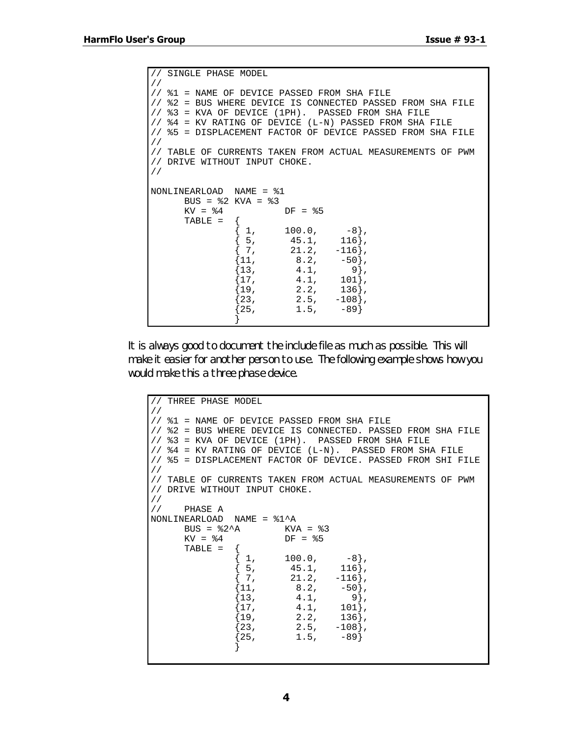```
// SINGLE PHASE MODEL
//
// %1 = NAME OF DEVICE PASSED FROM SHA FILE
// %2 = BUS WHERE DEVICE IS CONNECTED PASSED FROM SHA FILE
// %3 = KVA OF DEVICE (1PH) PASSED FROM SHA FILE
// %4 = KV RATING OF DEVICE (L-N) PASSED FROM SHA FILE
// %5 = DISPLACEMENT FACTOR OF DEVICE PASSED FROM SHA FILE
//
// TABLE OF CURRENTS TAKEN FROM ACTUAL MEASUREMENTS OF PWM
// DRIVE WITHOUT INPUT CHOKE.
//

NONLINEARLOAD  NAME = %1
      BUS = %2 KVA = %3
      KV = %4           DF = %5
      TABLE =  {
               { 1,     100.0,     -8},
               { 5,      45.1,    116},
               { 7,      21.2,   -116},
               {11,       8.2,    -50},
               {13,       4.1,      9},
               {17,       4.1,    101},
               {19,       2.2,    136},
               {23,       2.5,   -108},
               {25,       1.5,    -89}
               }
```

It is always good to document the include file as much as possible. This will make it easier for another person to use. The following example shows how you would make this a three phase device.

```
// THREE PHASE MODEL
//
// %1 = NAME OF DEVICE PASSED FROM SHA FILE
// %2 = BUS WHERE DEVICE IS CONNECTED. PASSED FROM SHA FILE
// %3 = KVA OF DEVICE (1PH).  PASSED FROM SHA FILE
// %4 = KV RATING OF DEVICE (L-N).  PASSED FROM SHA FILE
// %5 = DISPLACEMENT FACTOR OF DEVICE. PASSED FROM SHI FILE
//
// TABLE OF CURRENTS TAKEN FROM ACTUAL MEASUREMENTS OF PWM
// DRIVE WITHOUT INPUT CHOKE.
//
//    PHASE A
NONLINEARLOAD  NAME = %1^A
      BUS = %2^A        KVA = %3
      KV = %4           DF = %5
      TABLE =  {
               { 1,     100.0,     -8},
               { 5,      45.1,    116},
               { 7,      21.2,   -116},
               {11,       8.2,    -50},
               {13,       4.1,      9},
               {17,       4.1,    101},
               {19,       2.2,    136},
               {23,       2.5,   -108},
               {25,       1.5,    -89}
               }
```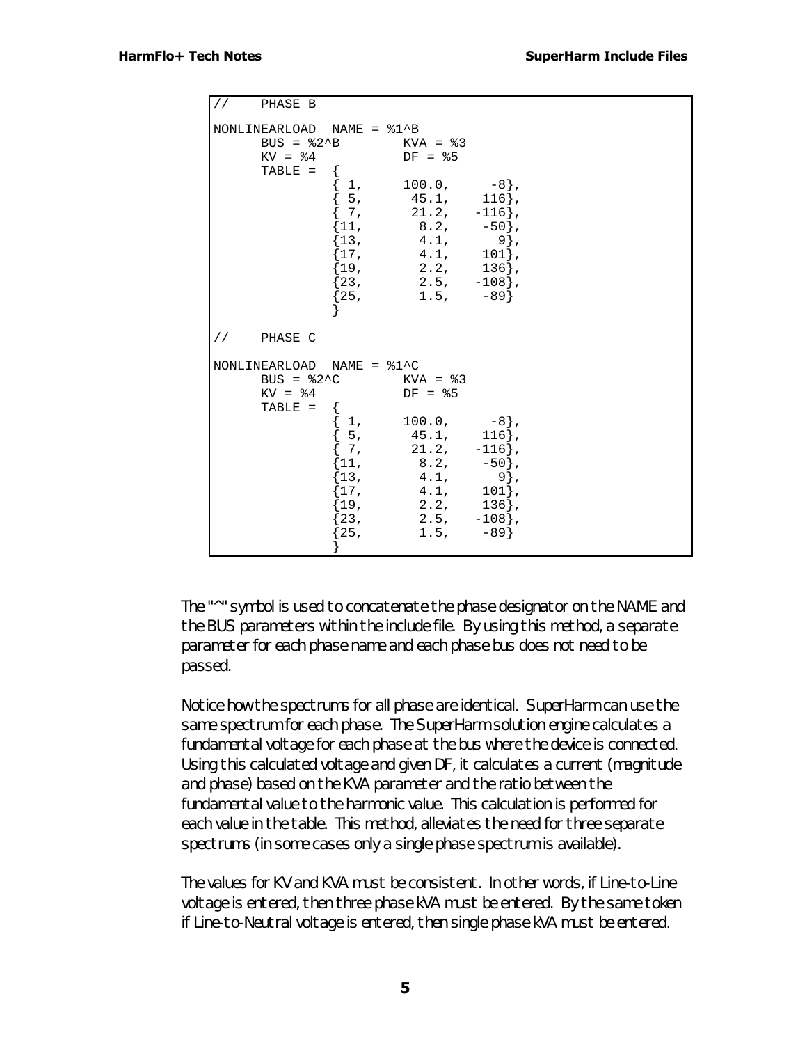```
//    PHASE B

NONLINEARLOAD  NAME = %1^B
      BUS = %2^B        KVA = %3
      KV = %4           DF = %5
      TABLE =  {
               { 1,     100.0,     -8},
               { 5,      45.1,    116},
               { 7,      21.2,   -116},
               {11,       8.2,    -50},
               {13,       4.1,      9},
               {17,       4.1,    101},
               {19,       2.2,    136},
               {23,       2.5,   -108},
               {25,       1.5,    -89}
               }

//    PHASE C

NONLINEARLOAD  NAME = %1^C
      BUS = %2^C        KVA = %3
      KV = %4           DF = %5
      TABLE =  {
               { 1,     100.0,     -8},
               { 5,      45.1,    116},
               { 7,      21.2,   -116},
               {11,       8.2,    -50},
               {13,       4.1,      9},
               {17,       4.1,    101},
               {19,       2.2,    136},
               {23,       2.5,   -108},
               {25,       1.5,    -89}
               }
```

The "^" symbol is used to concatenate the phase designator on the NAME and the BUS parameters within the include file. By using this method, a separate parameter for each phase name and each phase bus does not need to be passed.

Notice how the spectrums for all phase are identical. SuperHarm can use the same spectrum for each phase. The SuperHarm solution engine calculates a fundamental voltage for each phase at the bus where the device is connected. Using this calculated voltage and given DF, it calculates a current (magnitude and phase) based on the KVA parameter and the ratio between the fundamental value to the harmonic value. This calculation is performed for each value in the table. This method, alleviates the need for three separate spectrums (in some cases only a single phase spectrum is available).

The values for KV and KVA must be consistent. In other words, if Line-to-Line voltage is entered, then three phase kVA must be entered. By the same token if Line-to-Neutral voltage is entered, then single phase kVA must be entered.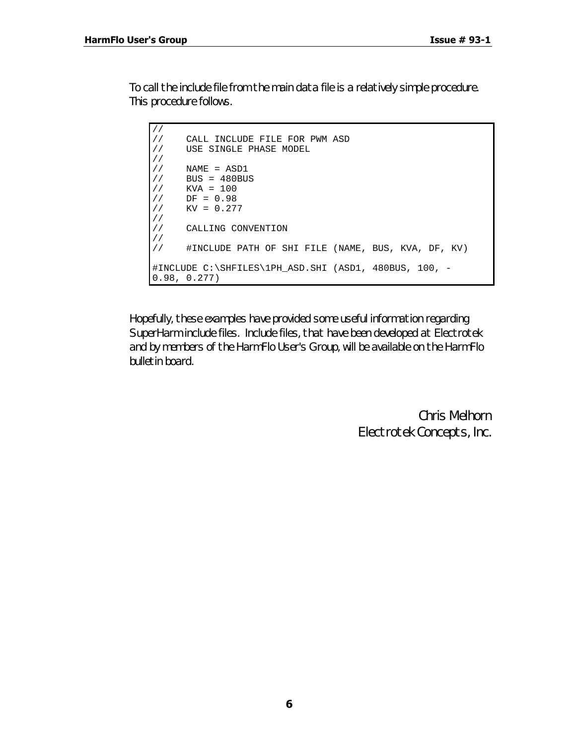To call the include file from the main data file is a relatively simple procedure. This procedure follows.

```
//
//    CALL INCLUDE FILE FOR PWM ASD
//    USE SINGLE PHASE MODEL
//
//    NAME = ASD1
//    BUS = 480BUS
//    KVA = 100
//    DF = 0.98
//    KV = 0.277
//
//    CALLING CONVENTION
//
//    #INCLUDE PATH OF SHI FILE (NAME, BUS, KVA, DF, KV)

#INCLUDE C:\SHFILES\1PH_ASD.SHI (ASD1, 480BUS, 100, -
0.98, 0.277)
```

Hopefully, these examples have provided some useful information regarding SuperHarm include files. Include files, that have been developed at Electrotek and by members of the HarmFlo User's Group, will be available on the HarmFlo bulletin board.

*Chris Melhorn*
*Electrotek Concepts, Inc.*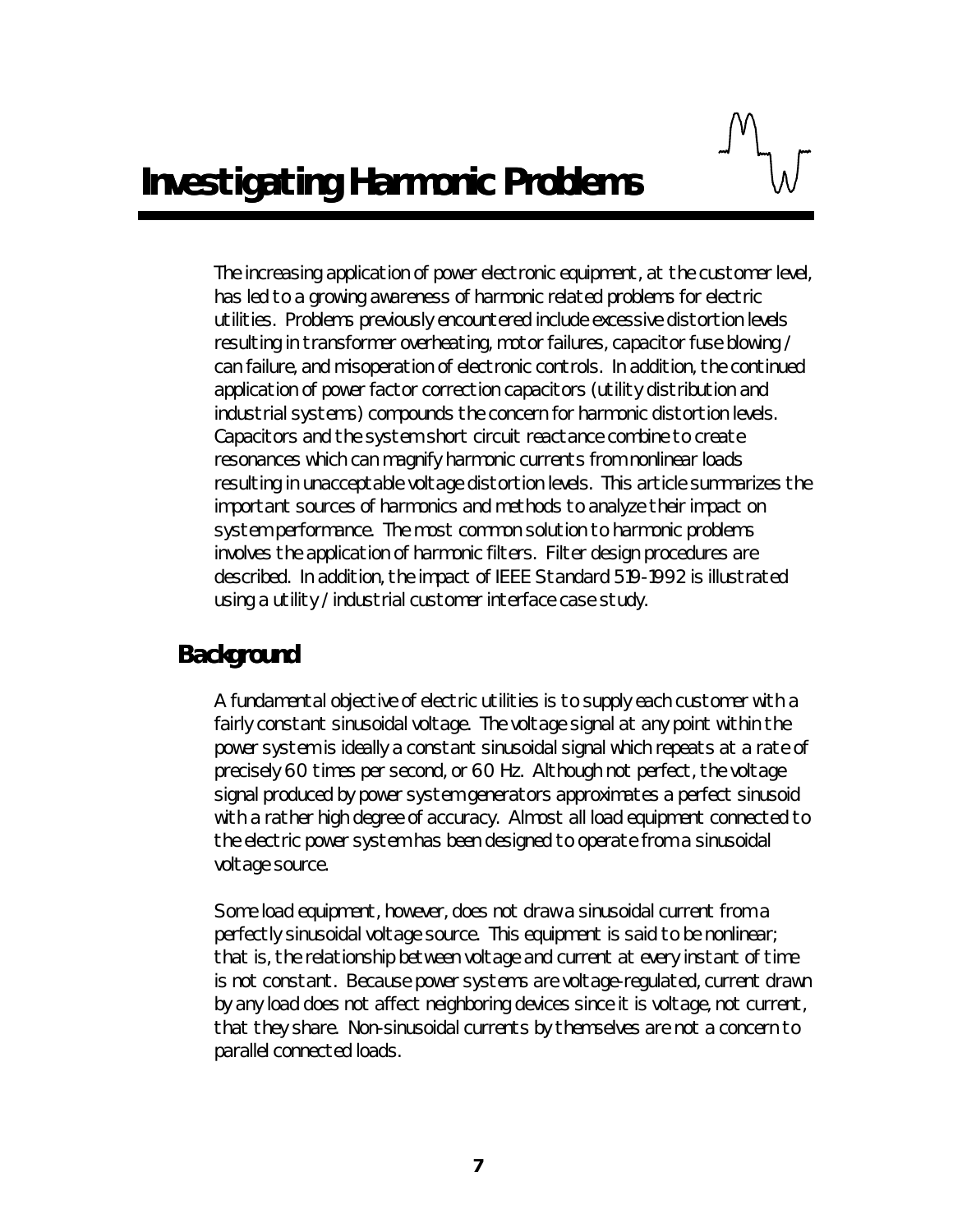# Investigating Harmonic Problems

The increasing application of power electronic equipment, at the customer level, has led to a growing awareness of harmonic related problems for electric utilities. Problems previously encountered include excessive distortion levels resulting in transformer overheating, motor failures, capacitor fuse blowing / can failure, and misoperation of electronic controls. In addition, the continued application of power factor correction capacitors (utility distribution and industrial systems) compounds the concern for harmonic distortion levels. Capacitors and the system short circuit reactance combine to create resonances which can magnify harmonic currents from nonlinear loads resulting in unacceptable voltage distortion levels. This article summarizes the important sources of harmonics and methods to analyze their impact on system performance. The most common solution to harmonic problems involves the application of harmonic filters. Filter design procedures are described. In addition, the impact of IEEE Standard 519-1992 is illustrated using a utility / industrial customer interface case study.

## Background

A fundamental objective of electric utilities is to supply each customer with a fairly constant sinusoidal voltage. The voltage signal at any point within the power system is ideally a constant sinusoidal signal which repeats at a rate of precisely 60 times per second, or 60 Hz. Although not perfect, the voltage signal produced by power system generators approximates a perfect sinusoid with a rather high degree of accuracy. Almost all load equipment connected to the electric power system has been designed to operate from a sinusoidal voltage source.

Some load equipment, however, does not draw a sinusoidal current from a perfectly sinusoidal voltage source. This equipment is said to be nonlinear; that is, the relationship between voltage and current at every instant of time is not constant. Because power systems are voltage-regulated, current drawn by any load does not affect neighboring devices since it is voltage, not current, that they share. Non-sinusoidal currents by themselves are not a concern to parallel connected loads.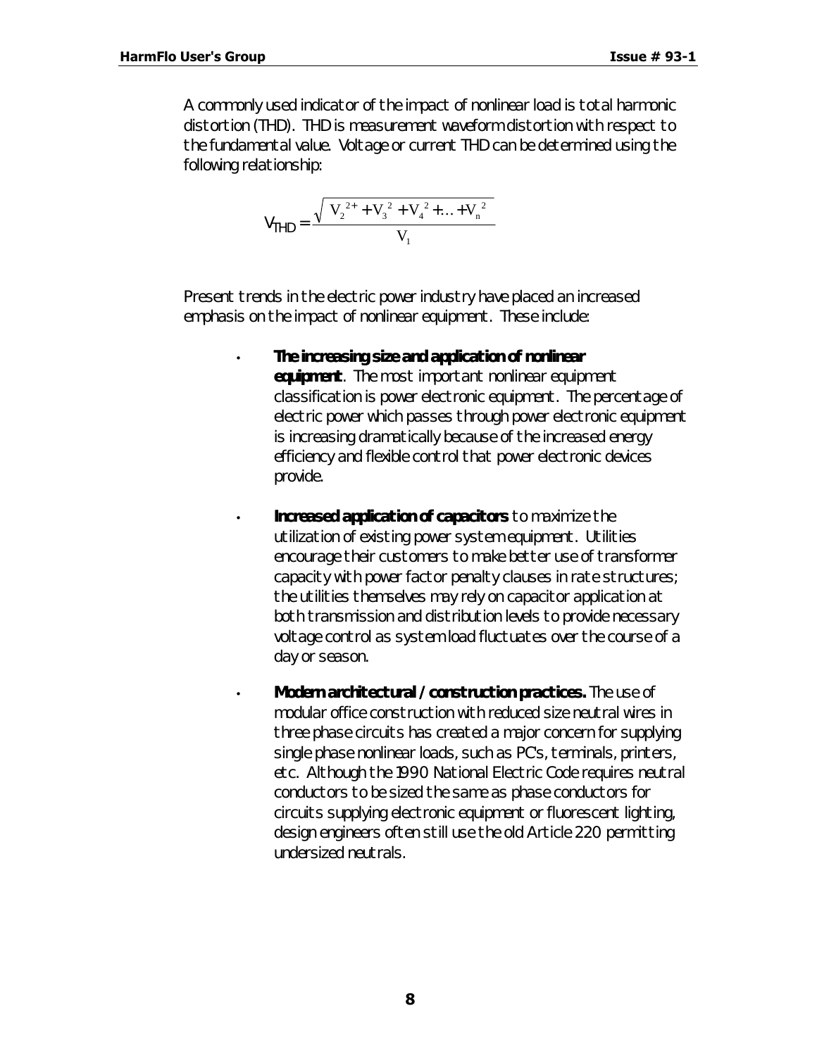A commonly used indicator of the impact of nonlinear load is total harmonic distortion (THD). THD is measurement waveform distortion with respect to the fundamental value. Voltage or current THD can be determined using the following relationship:

$$V_{THD} = \frac{\sqrt{V_2^{2} + V_3^{2} + V_4^{2} + \ldots + V_n^{2}}}{V_1}$$

Present trends in the electric power industry have placed an increased emphasis on the impact of nonlinear equipment. These include:

- **The increasing size and application of nonlinear equipment**. The most important nonlinear equipment classification is power electronic equipment. The percentage of electric power which passes through power electronic equipment is increasing dramatically because of the increased energy efficiency and flexible control that power electronic devices provide.

- **Increased application of capacitors** to maximize the utilization of existing power system equipment. Utilities encourage their customers to make better use of transformer capacity with power factor penalty clauses in rate structures; the utilities themselves may rely on capacitor application at both transmission and distribution levels to provide necessary voltage control as system load fluctuates over the course of a day or season.

- **Modern architectural / construction practices.** The use of modular office construction with reduced size neutral wires in three phase circuits has created a major concern for supplying single phase nonlinear loads, such as PC's, terminals, printers, etc. Although the 1990 National Electric Code requires neutral conductors to be sized the same as phase conductors for circuits supplying electronic equipment or fluorescent lighting, design engineers often still use the old Article 220 permitting undersized neutrals.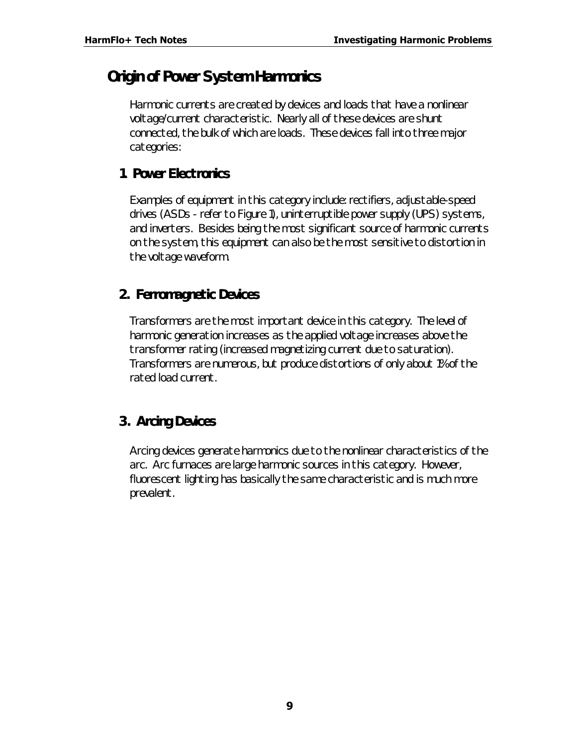# Origin of Power System Harmonics

Harmonic currents are created by devices and loads that have a nonlinear voltage/current characteristic. Nearly all of these devices are shunt connected, the bulk of which are loads. These devices fall into three major categories:

## 1 Power Electronics

Examples of equipment in this category include: rectifiers, adjustable-speed drives (ASDs - refer to Figure 1), uninterruptible power supply (UPS) systems, and inverters. Besides being the most significant source of harmonic currents on the system, this equipment can also be the most sensitive to distortion in the voltage waveform.

## 2. Ferromagnetic Devices

Transformers are the most important device in this category. The level of harmonic generation increases as the applied voltage increases above the transformer rating (increased magnetizing current due to saturation). Transformers are numerous, but produce distortions of only about 1% of the rated load current.

## 3. Arcing Devices

Arcing devices generate harmonics due to the nonlinear characteristics of the arc. Arc furnaces are large harmonic sources in this category. However, fluorescent lighting has basically the same characteristic and is much more prevalent.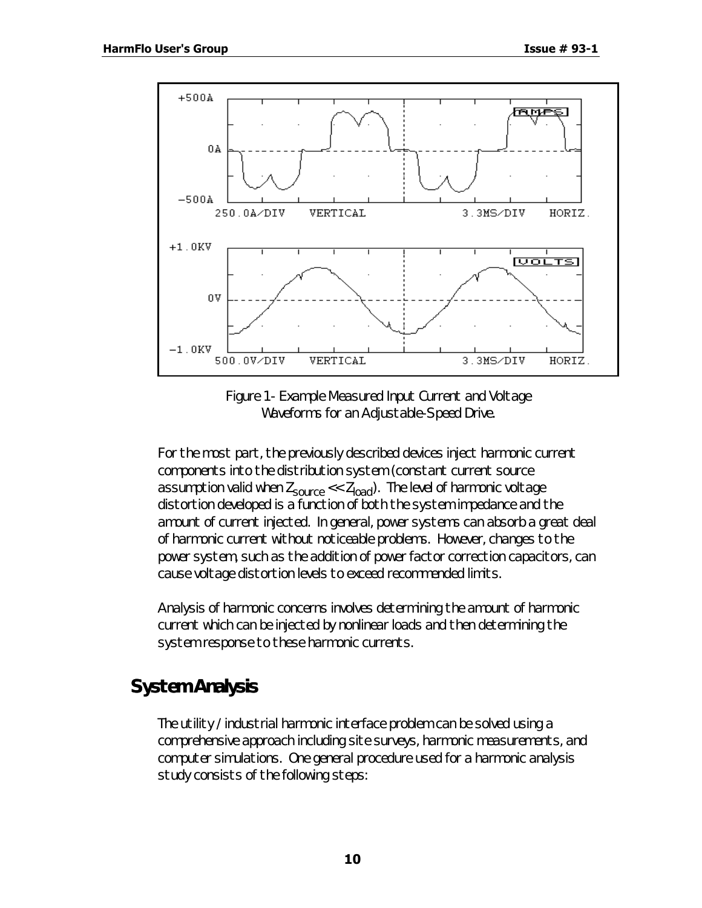Figure 1- Example Measured Input Current and Voltage Waveforms for an Adjustable-Speed Drive.

For the most part, the previously described devices inject harmonic current components into the distribution system (constant current source assumption valid when $Z_{source} << Z_{load}$). The level of harmonic voltage distortion developed is a function of both the system impedance and the amount of current injected. In general, power systems can absorb a great deal of harmonic current without noticeable problems. However, changes to the power system, such as the addition of power factor correction capacitors, can cause voltage distortion levels to exceed recommended limits.

Analysis of harmonic concerns involves determining the amount of harmonic current which can be injected by nonlinear loads and then determining the system response to these harmonic currents.

## System Analysis

The utility / industrial harmonic interface problem can be solved using a comprehensive approach including site surveys, harmonic measurements, and computer simulations. One general procedure used for a harmonic analysis study consists of the following steps: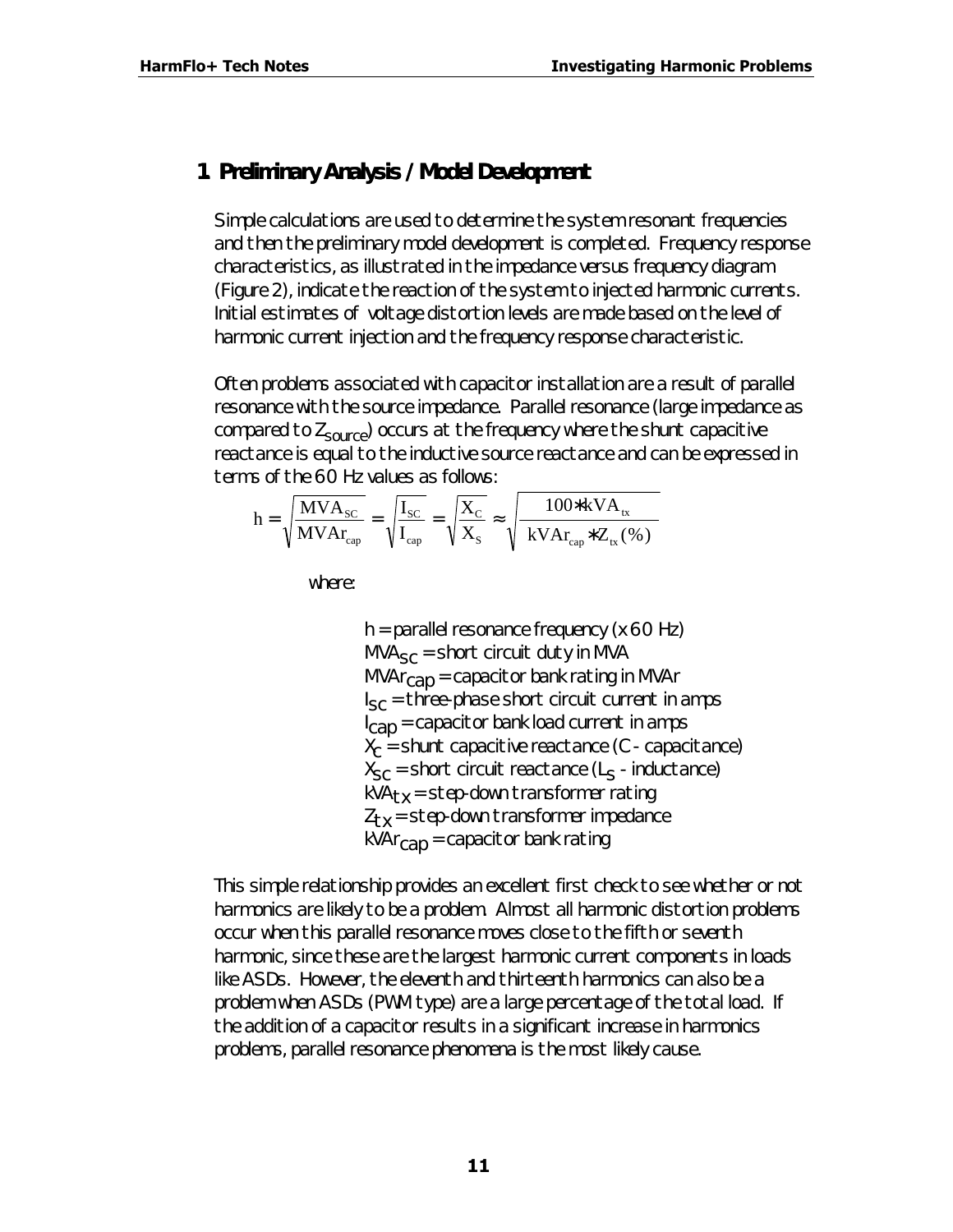# 1 Preliminary Analysis / Model Development

Simple calculations are used to determine the system resonant frequencies and then the preliminary model development is completed. Frequency response characteristics, as illustrated in the impedance versus frequency diagram (Figure 2), indicate the reaction of the system to injected harmonic currents. Initial estimates of voltage distortion levels are made based on the level of harmonic current injection and the frequency response characteristic.

Often problems associated with capacitor installation are a result of parallel resonance with the source impedance. Parallel resonance (large impedance as compared to $Z_{source}$) occurs at the frequency where the shunt capacitive reactance is equal to the inductive source reactance and can be expressed in terms of the 60 Hz values as follows:

$$h = \sqrt{\frac{MVA_{SC}}{MVAr_{cap}}} = \sqrt{\frac{I_{SC}}{I_{cap}}} = \sqrt{\frac{X_C}{X_S}} \approx \sqrt{\frac{100 * kVA_{tx}}{kVAr_{cap} * Z_{tx}(\%)}}$$

where:

$h$ = parallel resonance frequency (x 60 Hz)
$MVA_{SC}$ = short circuit duty in MVA
$MVAr_{cap}$ = capacitor bank rating in MVAr
$I_{SC}$ = three-phase short circuit current in amps
$I_{cap}$ = capacitor bank load current in amps
$X_C$ = shunt capacitive reactance (C - capacitance)
$X_{SC}$ = short circuit reactance ($L_S$ - inductance)
$kVA_{tx}$ = step-down transformer rating
$Z_{tx}$ = step-down transformer impedance
$kVAr_{cap}$ = capacitor bank rating

This simple relationship provides an excellent first check to see whether or not harmonics are likely to be a problem. Almost all harmonic distortion problems occur when this parallel resonance moves close to the fifth or seventh harmonic, since these are the largest harmonic current components in loads like ASDs. However, the eleventh and thirteenth harmonics can also be a problem when ASDs (PWM type) are a large percentage of the total load. If the addition of a capacitor results in a significant increase in harmonics problems, parallel resonance phenomena is the most likely cause.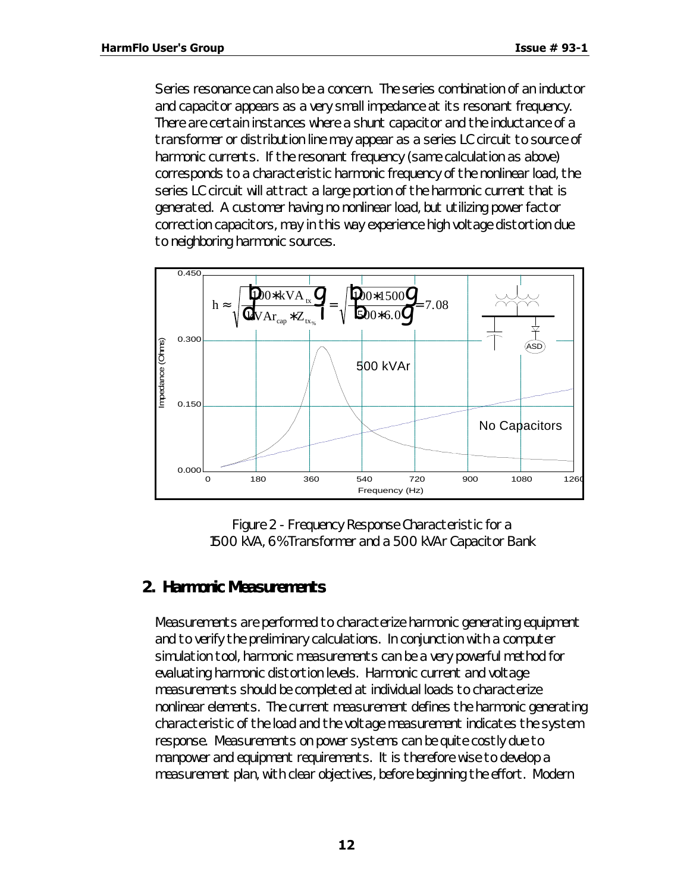Series resonance can also be a concern. The series combination of an inductor and capacitor appears as a very small impedance at its resonant frequency. There are certain instances where a shunt capacitor and the inductance of a transformer or distribution line may appear as a series LC circuit to source of harmonic currents. If the resonant frequency (same calculation as above) corresponds to a characteristic harmonic frequency of the nonlinear load, the series LC circuit will attract a large portion of the harmonic current that is generated. A customer having no nonlinear load, but utilizing power factor correction capacitors, may in this way experience high voltage distortion due to neighboring harmonic sources.

$$h \approx \sqrt{\left(\frac{100 * kVA_{tx}}{kVAr_{cap} * Z_{tx_{\%}}}\right)} = \sqrt{\left(\frac{100 * 1500}{500 * 6.0}\right)} = 7.08$$

Figure 2 - Frequency Response Characteristic for a 1500 kVA, 6% Transformer and a 500 kVAr Capacitor Bank

## 2. Harmonic Measurements

Measurements are performed to characterize harmonic generating equipment and to verify the preliminary calculations. In conjunction with a computer simulation tool, harmonic measurements can be a very powerful method for evaluating harmonic distortion levels. Harmonic current and voltage measurements should be completed at individual loads to characterize nonlinear elements. The current measurement defines the harmonic generating characteristic of the load and the voltage measurement indicates the system response. Measurements on power systems can be quite costly due to manpower and equipment requirements. It is therefore wise to develop a measurement plan, with clear objectives, before beginning the effort. Modern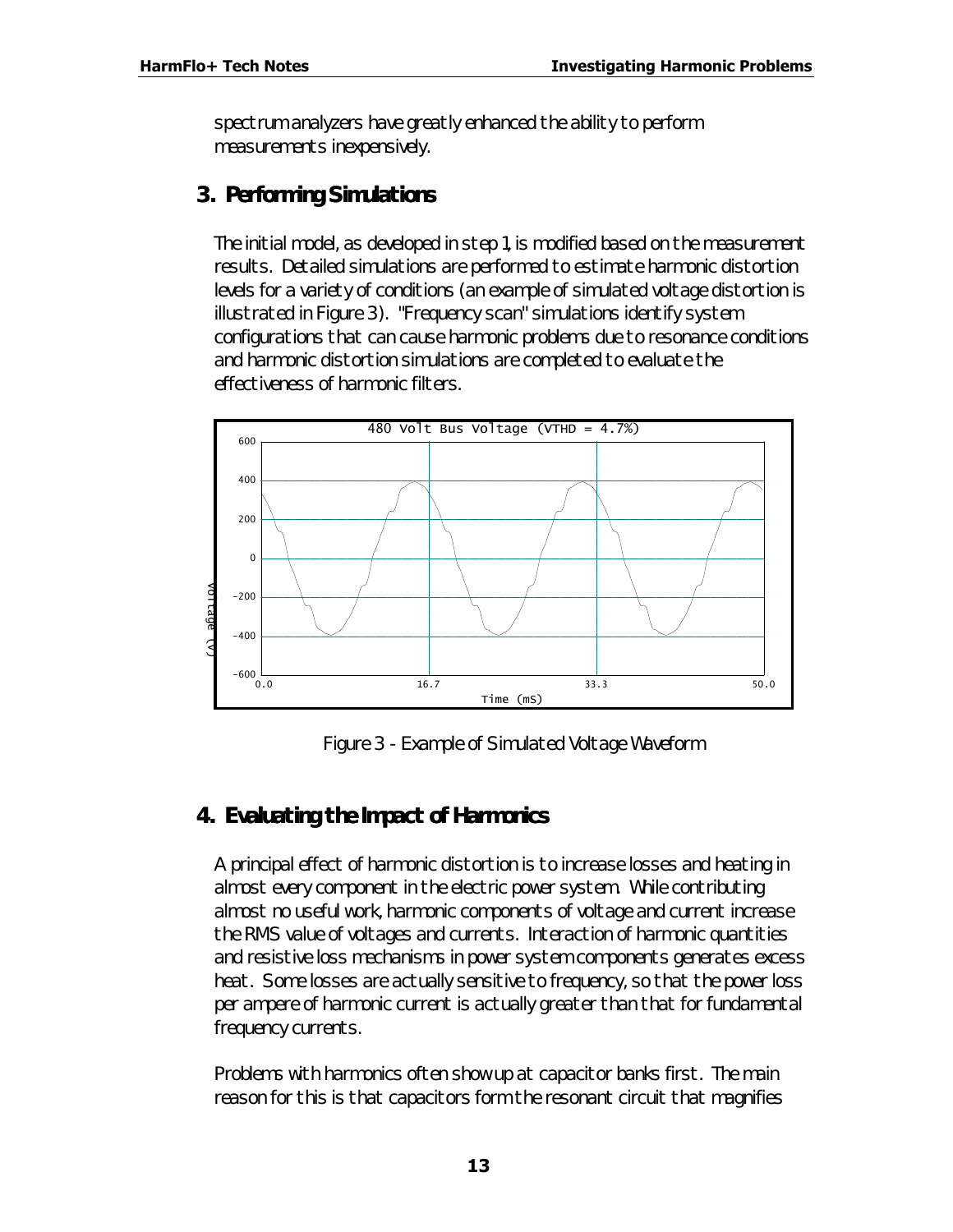spectrum analyzers have greatly enhanced the ability to perform measurements inexpensively.

## 3. Performing Simulations

The initial model, as developed in step 1, is modified based on the measurement results. Detailed simulations are performed to estimate harmonic distortion levels for a variety of conditions (an example of simulated voltage distortion is illustrated in Figure 3). "Frequency scan" simulations identify system configurations that can cause harmonic problems due to resonance conditions and harmonic distortion simulations are completed to evaluate the effectiveness of harmonic filters.

Figure 3 - Example of Simulated Voltage Waveform

## 4. Evaluating the Impact of Harmonics

A principal effect of harmonic distortion is to increase losses and heating in almost every component in the electric power system. While contributing almost no useful work, harmonic components of voltage and current increase the RMS value of voltages and currents. Interaction of harmonic quantities and resistive loss mechanisms in power system components generates excess heat. Some losses are actually sensitive to frequency, so that the power loss per ampere of harmonic current is actually greater than that for fundamental frequency currents.

Problems with harmonics often show up at capacitor banks first. The main reason for this is that capacitors form the resonant circuit that magnifies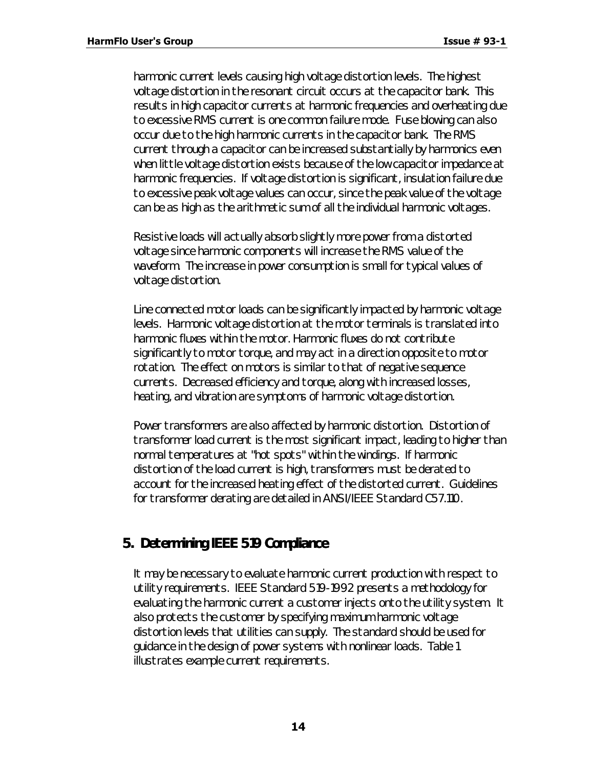harmonic current levels causing high voltage distortion levels. The highest voltage distortion in the resonant circuit occurs at the capacitor bank. This results in high capacitor currents at harmonic frequencies and overheating due to excessive RMS current is one common failure mode. Fuse blowing can also occur due to the high harmonic currents in the capacitor bank. The RMS current through a capacitor can be increased substantially by harmonics even when little voltage distortion exists because of the low capacitor impedance at harmonic frequencies. If voltage distortion is significant, insulation failure due to excessive peak voltage values can occur, since the peak value of the voltage can be as high as the arithmetic sum of all the individual harmonic voltages.

Resistive loads will actually absorb slightly more power from a distorted voltage since harmonic components will increase the RMS value of the waveform. The increase in power consumption is small for typical values of voltage distortion.

Line connected motor loads can be significantly impacted by harmonic voltage levels. Harmonic voltage distortion at the motor terminals is translated into harmonic fluxes within the motor. Harmonic fluxes do not contribute significantly to motor torque, and may act in a direction opposite to motor rotation. The effect on motors is similar to that of negative sequence currents. Decreased efficiency and torque, along with increased losses, heating, and vibration are symptoms of harmonic voltage distortion.

Power transformers are also affected by harmonic distortion. Distortion of transformer load current is the most significant impact, leading to higher than normal temperatures at "hot spots" within the windings. If harmonic distortion of the load current is high, transformers must be derated to account for the increased heating effect of the distorted current. Guidelines for transformer derating are detailed in ANSI/IEEE Standard C57.110.

## 5. Determining IEEE 519 Compliance

It may be necessary to evaluate harmonic current production with respect to utility requirements. IEEE Standard 519-1992 presents a methodology for evaluating the harmonic current a customer injects onto the utility system. It also protects the customer by specifying maximum harmonic voltage distortion levels that utilities can supply. The standard should be used for guidance in the design of power systems with nonlinear loads. Table 1 illustrates example current requirements.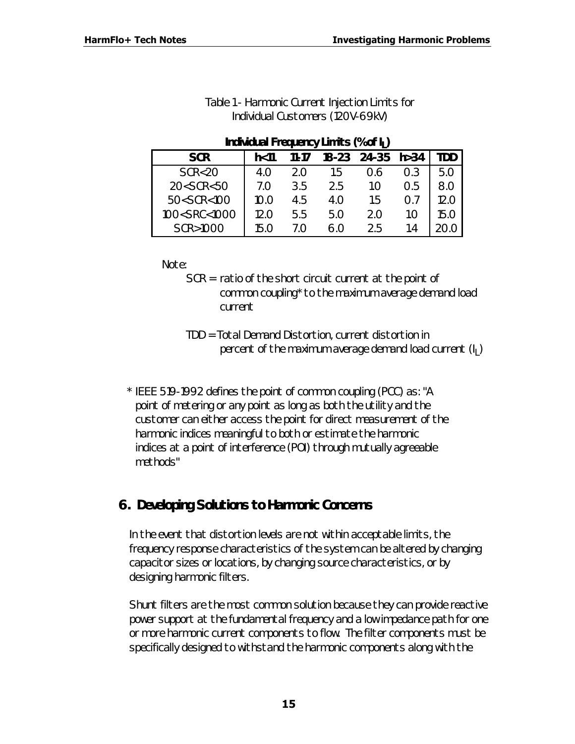Table 1 - Harmonic Current Injection Limits for Individual Customers (120V-69kV)

**Individual Frequency Limits (% of $I_L$)**

| SCR | h<11 | 11-17 | 18-23 | 24-35 | h>34 | TDD |
|---|---|---|---|---|---|---|
| SCR<20 | 4.0 | 2.0 | 1.5 | 0.6 | 0.3 | 5.0 |
| 20<SCR<50 | 7.0 | 3.5 | 2.5 | 1.0 | 0.5 | 8.0 |
| 50<SCR<100 | 10.0 | 4.5 | 4.0 | 1.5 | 0.7 | 12.0 |
| 100<SRC<1000 | 12.0 | 5.5 | 5.0 | 2.0 | 1.0 | 15.0 |
| SCR>1000 | 15.0 | 7.0 | 6.0 | 2.5 | 1.4 | 20.0 |

Note:

SCR = ratio of the short circuit current at the point of common coupling* to the maximum average demand load current

TDD = Total Demand Distortion, current distortion in percent of the maximum average demand load current ($I_L$)

\* IEEE 519-1992 defines the point of common coupling (PCC) as: "A point of metering or any point as long as both the utility and the customer can either access the point for direct measurement of the harmonic indices meaningful to both or estimate the harmonic indices at a point of interference (POI) through mutually agreeable methods"

## 6. Developing Solutions to Harmonic Concerns

In the event that distortion levels are not within acceptable limits, the frequency response characteristics of the system can be altered by changing capacitor sizes or locations, by changing source characteristics, or by designing harmonic filters.

Shunt filters are the most common solution because they can provide reactive power support at the fundamental frequency and a low impedance path for one or more harmonic current components to flow. The filter components must be specifically designed to withstand the harmonic components along with the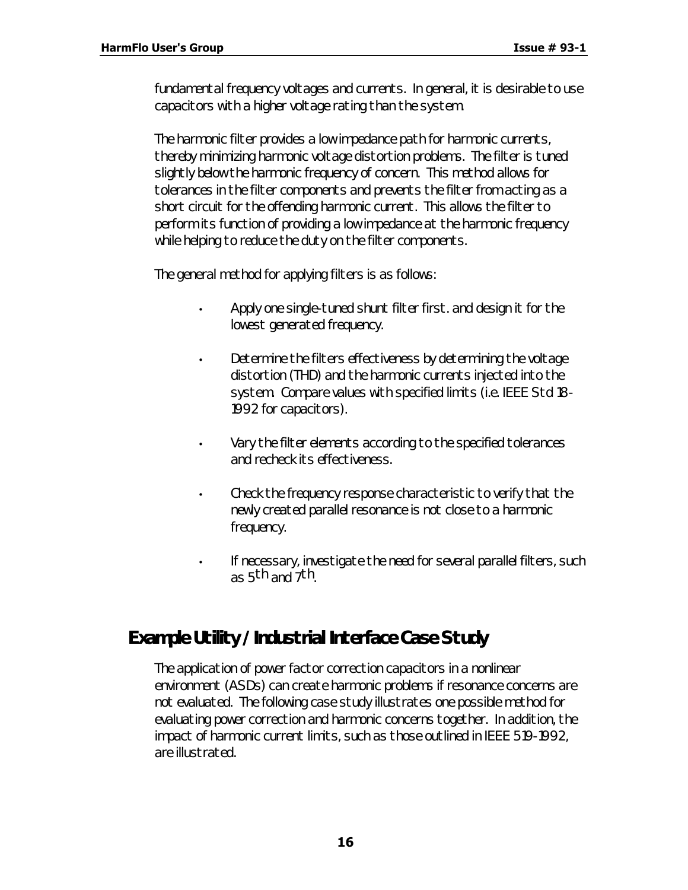fundamental frequency voltages and currents. In general, it is desirable to use capacitors with a higher voltage rating than the system.

The harmonic filter provides a low impedance path for harmonic currents, thereby minimizing harmonic voltage distortion problems. The filter is tuned slightly below the harmonic frequency of concern. This method allows for tolerances in the filter components and prevents the filter from acting as a short circuit for the offending harmonic current. This allows the filter to perform its function of providing a low impedance at the harmonic frequency while helping to reduce the duty on the filter components.

The general method for applying filters is as follows:

- Apply one single-tuned shunt filter first. and design it for the lowest generated frequency.
- Determine the filters effectiveness by determining the voltage distortion (THD) and the harmonic currents injected into the system. Compare values with specified limits (i.e. IEEE Std 18-1992 for capacitors).
- Vary the filter elements according to the specified tolerances and recheck its effectiveness.
- Check the frequency response characteristic to verify that the newly created parallel resonance is not close to a harmonic frequency.
- If necessary, investigate the need for several parallel filters, such as $5^{th}$ and $7^{th}$.

## Example Utility / Industrial Interface Case Study

The application of power factor correction capacitors in a nonlinear environment (ASDs) can create harmonic problems if resonance concerns are not evaluated. The following case study illustrates one possible method for evaluating power correction and harmonic concerns together. In addition, the impact of harmonic current limits, such as those outlined in IEEE 519-1992, are illustrated.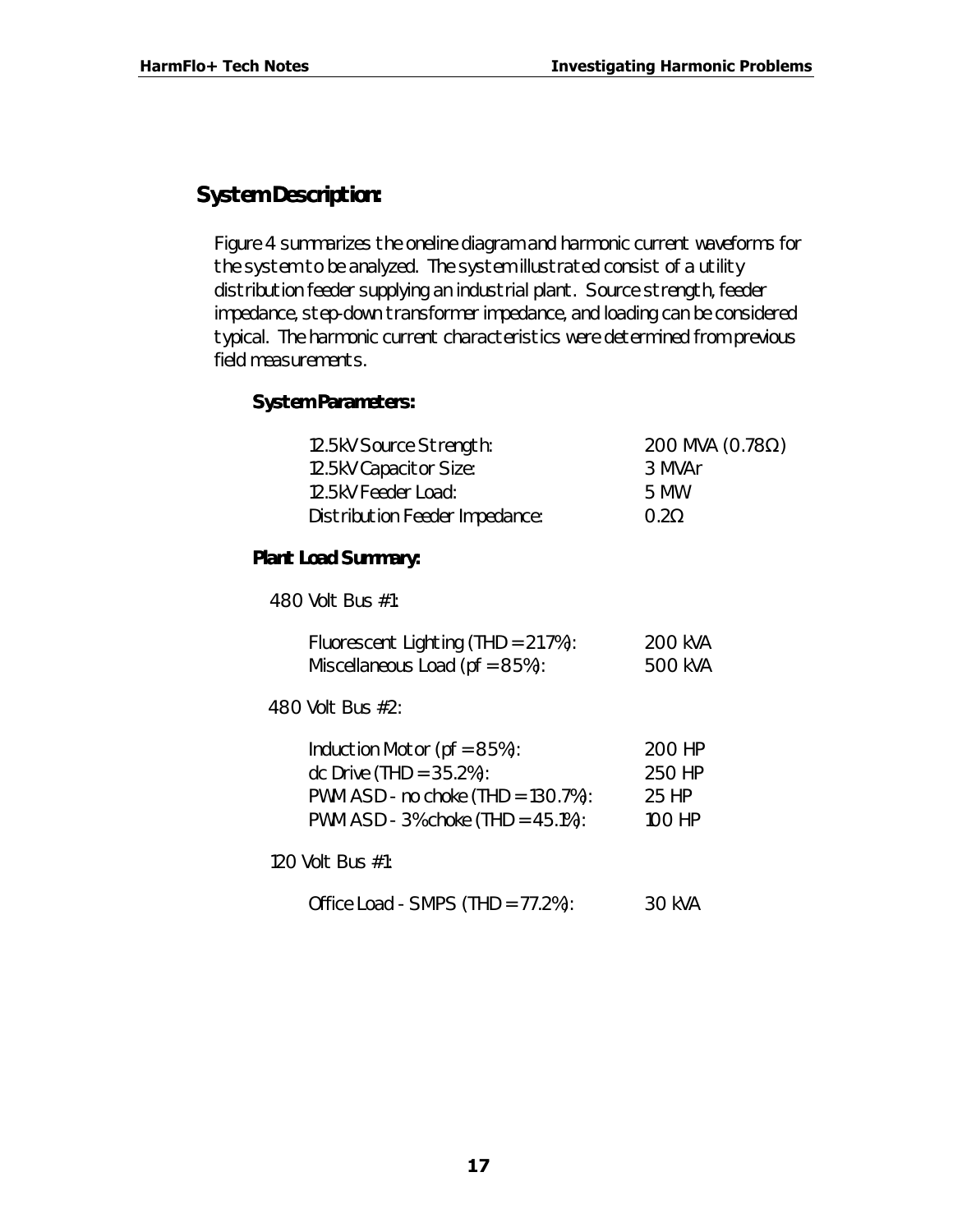## System Description:

Figure 4 summarizes the oneline diagram and harmonic current waveforms for the system to be analyzed. The system illustrated consist of a utility distribution feeder supplying an industrial plant. Source strength, feeder impedance, step-down transformer impedance, and loading can be considered typical. The harmonic current characteristics were determined from previous field measurements.

### System Parameters:

| | |
|---|---|
| 12.5kV Source Strength: | 200 MVA (0.78Ω) |
| 12.5kV Capacitor Size: | 3 MVAr |
| 12.5kV Feeder Load: | 5 MW |
| Distribution Feeder Impedance: | 0.2Ω |

### Plant Load Summary:

480 Volt Bus #1:

| | |
|---|---|
| Fluorescent Lighting (THD = 21.7%): | 200 kVA |
| Miscellaneous Load (pf = 85%): | 500 kVA |

480 Volt Bus #2:

| | |
|---|---|
| Induction Motor (pf = 85%): | 200 HP |
| dc Drive (THD = 35.2%): | 250 HP |
| PWM ASD - no choke (THD = 130.7%): | 25 HP |
| PWM ASD - 3% choke (THD = 45.1%): | 100 HP |

120 Volt Bus #1:

| | |
|---|---|
| Office Load - SMPS (THD = 77.2%): | 30 kVA |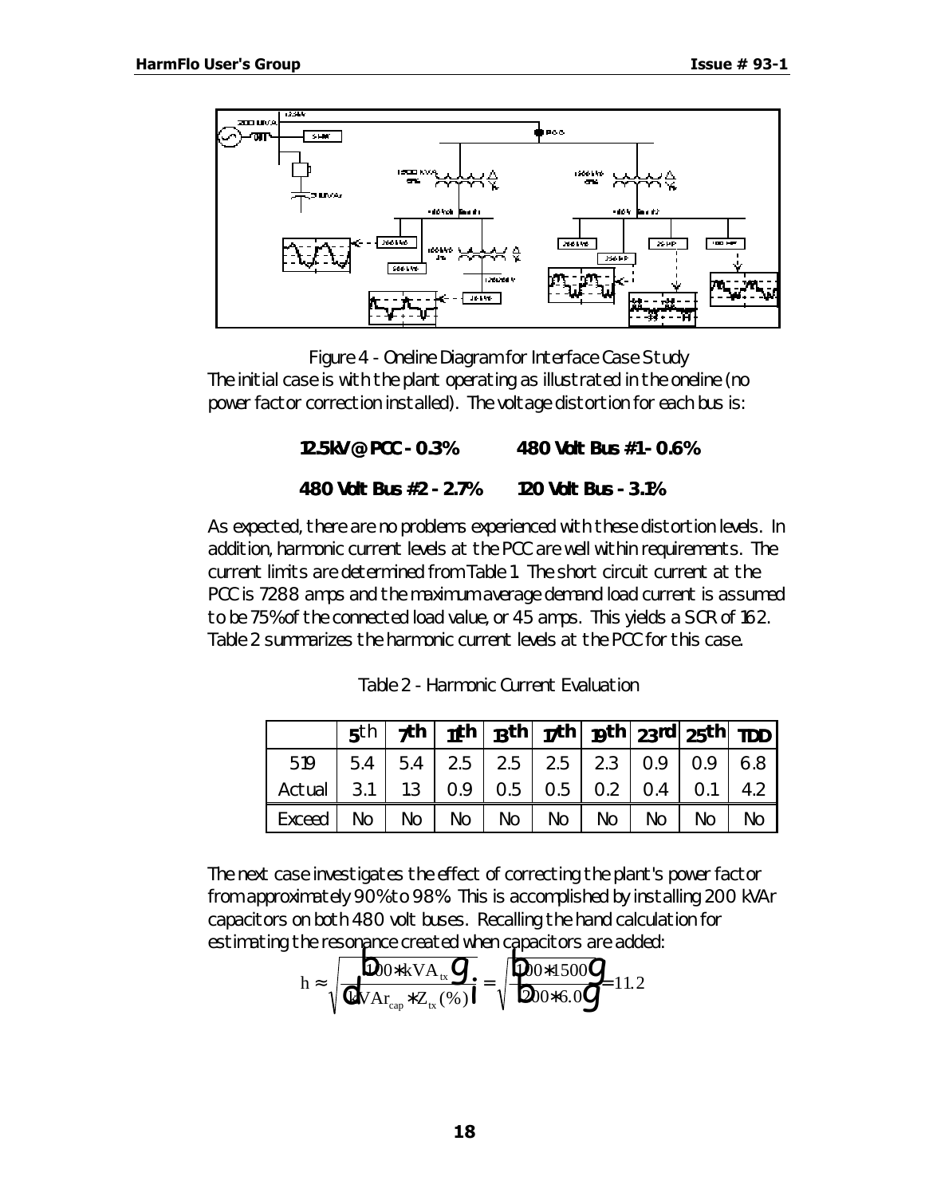Figure 4 - Oneline Diagram for Interface Case Study

The initial case is with the plant operating as illustrated in the oneline (no power factor correction installed). The voltage distortion for each bus is:

**12.5kV @ PCC - 0.3%** **480 Volt Bus #1 - 0.6%**

**480 Volt Bus #2 - 2.7%** **120 Volt Bus - 3.1%**

As expected, there are no problems experienced with these distortion levels. In addition, harmonic current levels at the PCC are well within requirements. The current limits are determined from Table 1. The short circuit current at the PCC is 7288 amps and the maximum average demand load current is assumed to be 75% of the connected load value, or 45 amps. This yields a SCR of 162. Table 2 summarizes the harmonic current levels at the PCC for this case.

Table 2 - Harmonic Current Evaluation

| | 5th | 7th | 11th | 13th | 17th | 19th | 23rd | 25th | TDD |
|---|---|---|---|---|---|---|---|---|---|
| 519 | 5.4 | 5.4 | 2.5 | 2.5 | 2.5 | 2.3 | 0.9 | 0.9 | 6.8 |
| Actual | 3.1 | 1.3 | 0.9 | 0.5 | 0.5 | 0.2 | 0.4 | 0.1 | 4.2 |
| Exceed | No | No | No | No | No | No | No | No | No |

The next case investigates the effect of correcting the plant's power factor from approximately 90% to 98%. This is accomplished by installing 200 kVAr capacitors on both 480 volt buses. Recalling the hand calculation for estimating the resonance created when capacitors are added:

$$h \approx \sqrt{\left(\frac{100 * kVA_{tx}}{kVAr_{cap} * Z_{tx}(\%)}\right)} = \sqrt{\left(\frac{100 * 1500}{200 * 6.0}\right)} = 11.2$$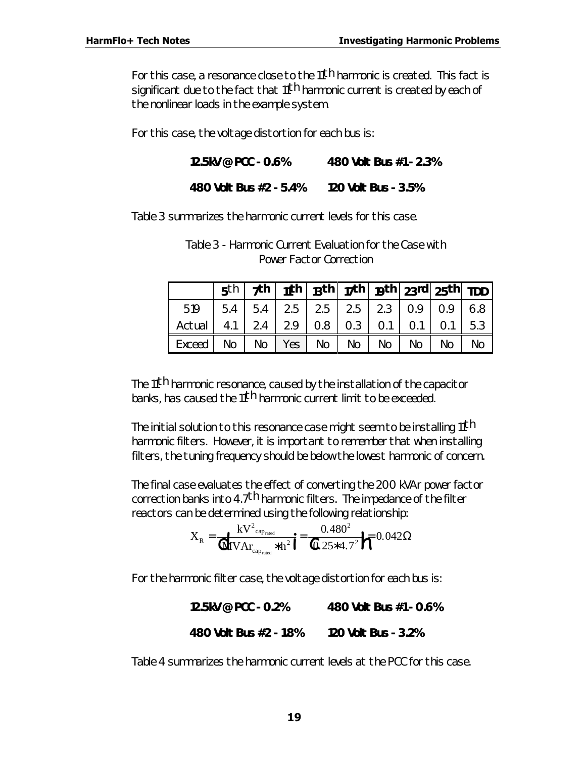For this case, a resonance close to the 11th harmonic is created. This fact is significant due to the fact that 11th harmonic current is created by each of the nonlinear loads in the example system.

For this case, the voltage distortion for each bus is:

| | |
|---|---|
| **12.5kV @ PCC - 0.6%** | **480 Volt Bus #1 - 2.3%** |
| **480 Volt Bus #2 - 5.4%** | **120 Volt Bus - 3.5%** |

Table 3 summarizes the harmonic current levels for this case.

Table 3 - Harmonic Current Evaluation for the Case with Power Factor Correction

| | 5th | 7th | 11th | 13th | 17th | 19th | 23rd | 25th | TDD |
|---|---|---|---|---|---|---|---|---|---|
| 519 | 5.4 | 5.4 | 2.5 | 2.5 | 2.5 | 2.3 | 0.9 | 0.9 | 6.8 |
| Actual | 4.1 | 2.4 | 2.9 | 0.8 | 0.3 | 0.1 | 0.1 | 0.1 | 5.3 |
| Exceed | No | No | Yes | No | No | No | No | No | No |

The 11th harmonic resonance, caused by the installation of the capacitor banks, has caused the 11th harmonic current limit to be exceeded.

The initial solution to this resonance case might seem to be installing 11th harmonic filters. However, it is important to remember that when installing filters, the tuning frequency should be below the lowest harmonic of concern.

The final case evaluates the effect of converting the 200 kVAr power factor correction banks into 4.7th harmonic filters. The impedance of the filter reactors can be determined using the following relationship:

$$X_R = \left( \frac{kV^2_{cap_{rated}}}{MVAr_{cap_{rated}} * h^2} \right) = \left( \frac{0.480^2}{0.25 * 4.7^2} \right) = 0.042\Omega$$

For the harmonic filter case, the voltage distortion for each bus is:

| | |
|---|---|
| **12.5kV @ PCC - 0.2%** | **480 Volt Bus #1 - 0.6%** |
| **480 Volt Bus #2 - 1.8%** | **120 Volt Bus - 3.2%** |

Table 4 summarizes the harmonic current levels at the PCC for this case.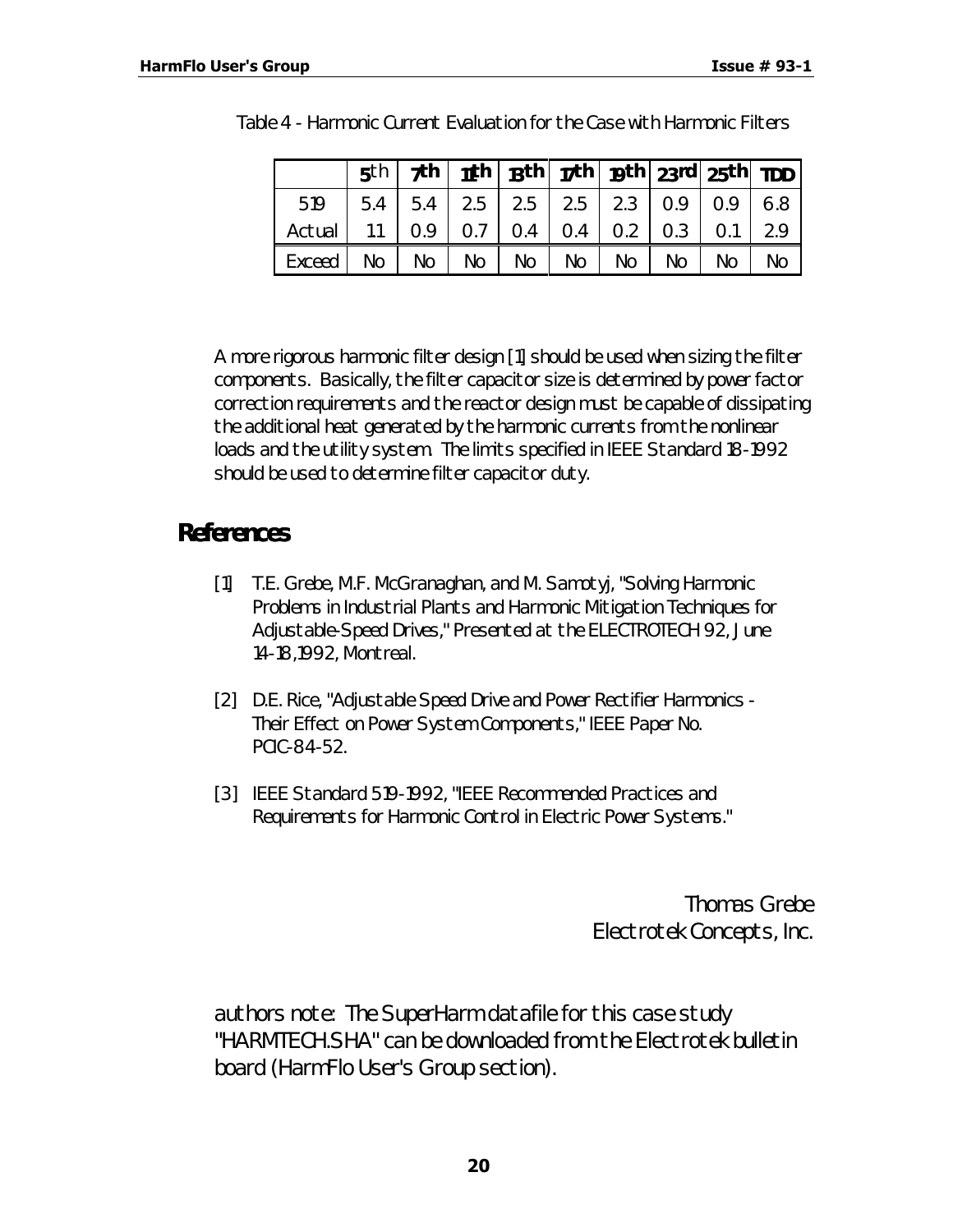Table 4 - Harmonic Current Evaluation for the Case with Harmonic Filters

| | 5th | 7th | 11th | 13th | 17th | 19th | 23rd | 25th | TDD |
|---|---|---|---|---|---|---|---|---|---|
| 519 | 5.4 | 5.4 | 2.5 | 2.5 | 2.5 | 2.3 | 0.9 | 0.9 | 6.8 |
| Actual | 1.1 | 0.9 | 0.7 | 0.4 | 0.4 | 0.2 | 0.3 | 0.1 | 2.9 |
| Exceed | No | No | No | No | No | No | No | No | No |

A more rigorous harmonic filter design [1] should be used when sizing the filter components. Basically, the filter capacitor size is determined by power factor correction requirements and the reactor design must be capable of dissipating the additional heat generated by the harmonic currents from the nonlinear loads and the utility system. The limits specified in IEEE Standard 18-1992 should be used to determine filter capacitor duty.

## References

[1] T.E. Grebe, M.F. McGranaghan, and M. Samotyj, "Solving Harmonic Problems in Industrial Plants and Harmonic Mitigation Techniques for Adjustable-Speed Drives," Presented at the ELECTROTECH 92, June 14-18, 1992, Montreal.

[2] D.E. Rice, "Adjustable Speed Drive and Power Rectifier Harmonics - Their Effect on Power System Components," IEEE Paper No. PCIC-84-52.

[3] IEEE Standard 519-1992, "IEEE Recommended Practices and Requirements for Harmonic Control in Electric Power Systems."

Thomas Grebe
Electrotek Concepts, Inc.

authors note: The SuperHarm datafile for this case study "HARMTECH.SHA" can be downloaded from the Electrotek bulletin board (HarmFlo User's Group section).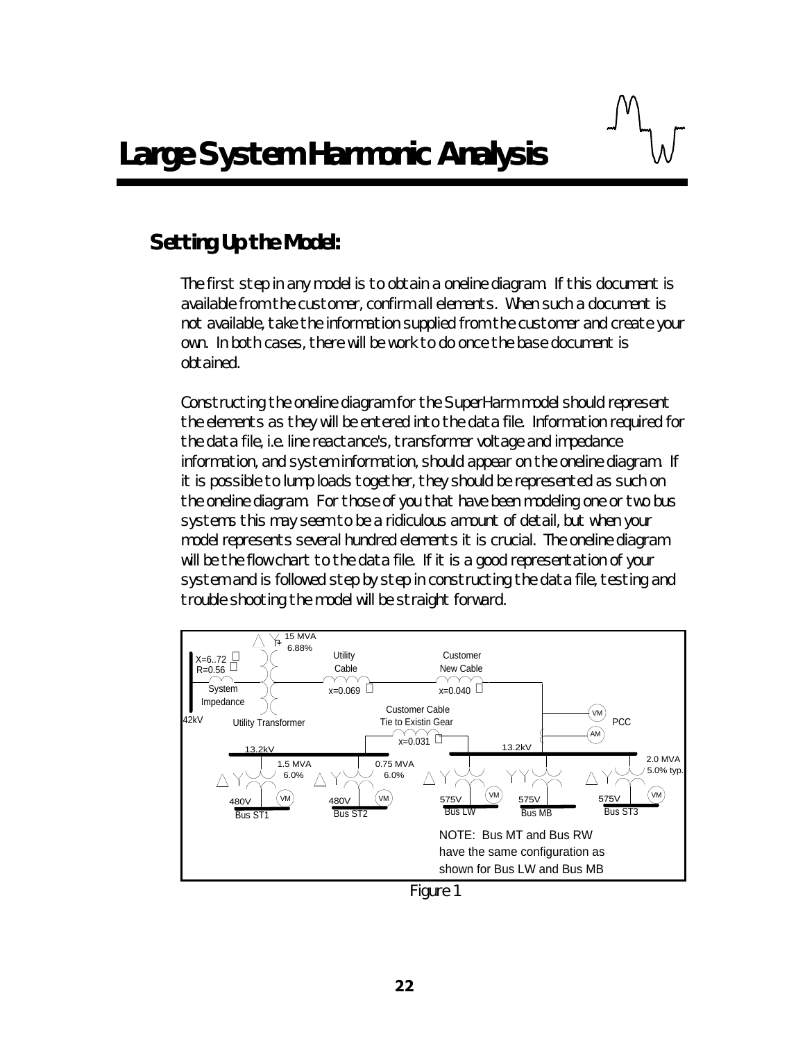# Large System Harmonic Analysis

## Setting Up the Model:

The first step in any model is to obtain a oneline diagram. If this document is available from the customer, confirm all elements. When such a document is not available, take the information supplied from the customer and create your own. In both cases, there will be work to do once the base document is obtained.

Constructing the oneline diagram for the SuperHarm model should represent the elements as they will be entered into the data file. Information required for the data file, i.e. line reactance's, transformer voltage and impedance information, and system information, should appear on the oneline diagram. If it is possible to lump loads together, they should be represented as such on the oneline diagram. For those of you that have been modeling one or two bus systems this may seem to be a ridiculous amount of detail, but when your model represents several hundred elements it is crucial. The oneline diagram will be the flow chart to the data file. If it is a good representation of your system and is followed step by step in constructing the data file, testing and trouble shooting the model will be straight forward.

Figure 1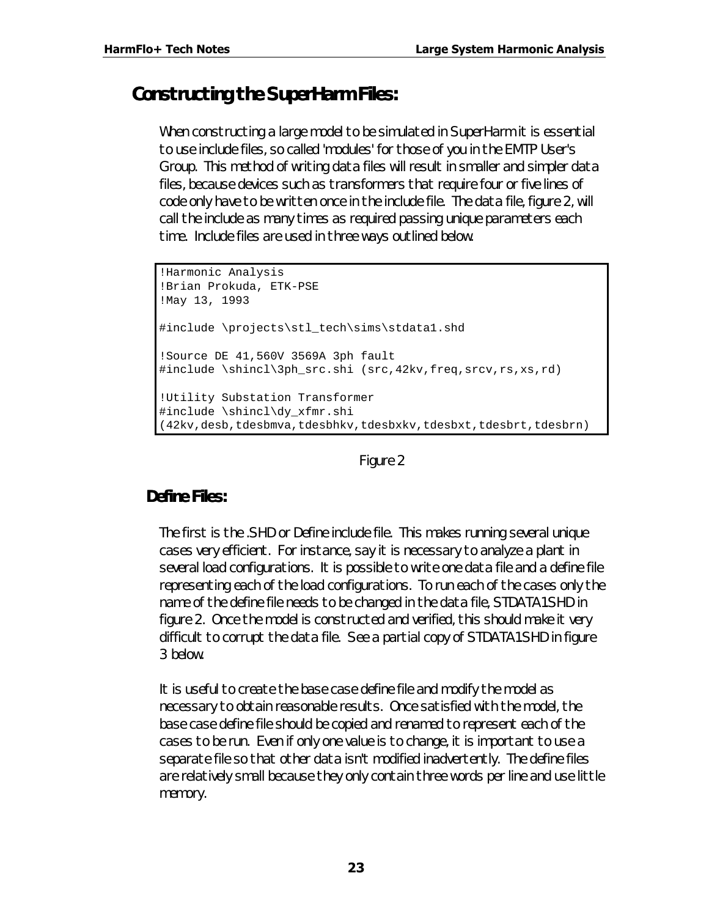## Constructing the SuperHarm Files:

When constructing a large model to be simulated in SuperHarm it is essential to use include files, so called 'modules' for those of you in the EMTP User's Group. This method of writing data files will result in smaller and simpler data files, because devices such as transformers that require four or five lines of code only have to be written once in the include file. The data file, figure 2, will call the include as many times as required passing unique parameters each time. Include files are used in three ways outlined below.

```
!Harmonic Analysis
!Brian Prokuda, ETK-PSE
!May 13, 1993

#include \projects\stl_tech\sims\stdata1.shd

!Source DE 41,560V 3569A 3ph fault
#include \shincl\3ph_src.shi (src,42kv,freq,srcv,rs,xs,rd)

!Utility Substation Transformer
#include \shincl\dy_xfmr.shi
(42kv,desb,tdesbmva,tdesbhkv,tdesbxkv,tdesbxt,tdesbrt,tdesbrn)
```

Figure 2

### Define Files:

The first is the .SHD or Define include file. This makes running several unique cases very efficient. For instance, say it is necessary to analyze a plant in several load configurations. It is possible to write one data file and a define file representing each of the load configurations. To run each of the cases only the name of the define file needs to be changed in the data file, STDATA1.SHD in figure 2. Once the model is constructed and verified, this should make it very difficult to corrupt the data file. See a partial copy of STDATA1.SHD in figure 3 below.

It is useful to create the base case define file and modify the model as necessary to obtain reasonable results. Once satisfied with the model, the base case define file should be copied and renamed to represent each of the cases to be run. Even if only one value is to change, it is important to use a separate file so that other data isn't modified inadvertently. The define files are relatively small because they only contain three words per line and use little memory.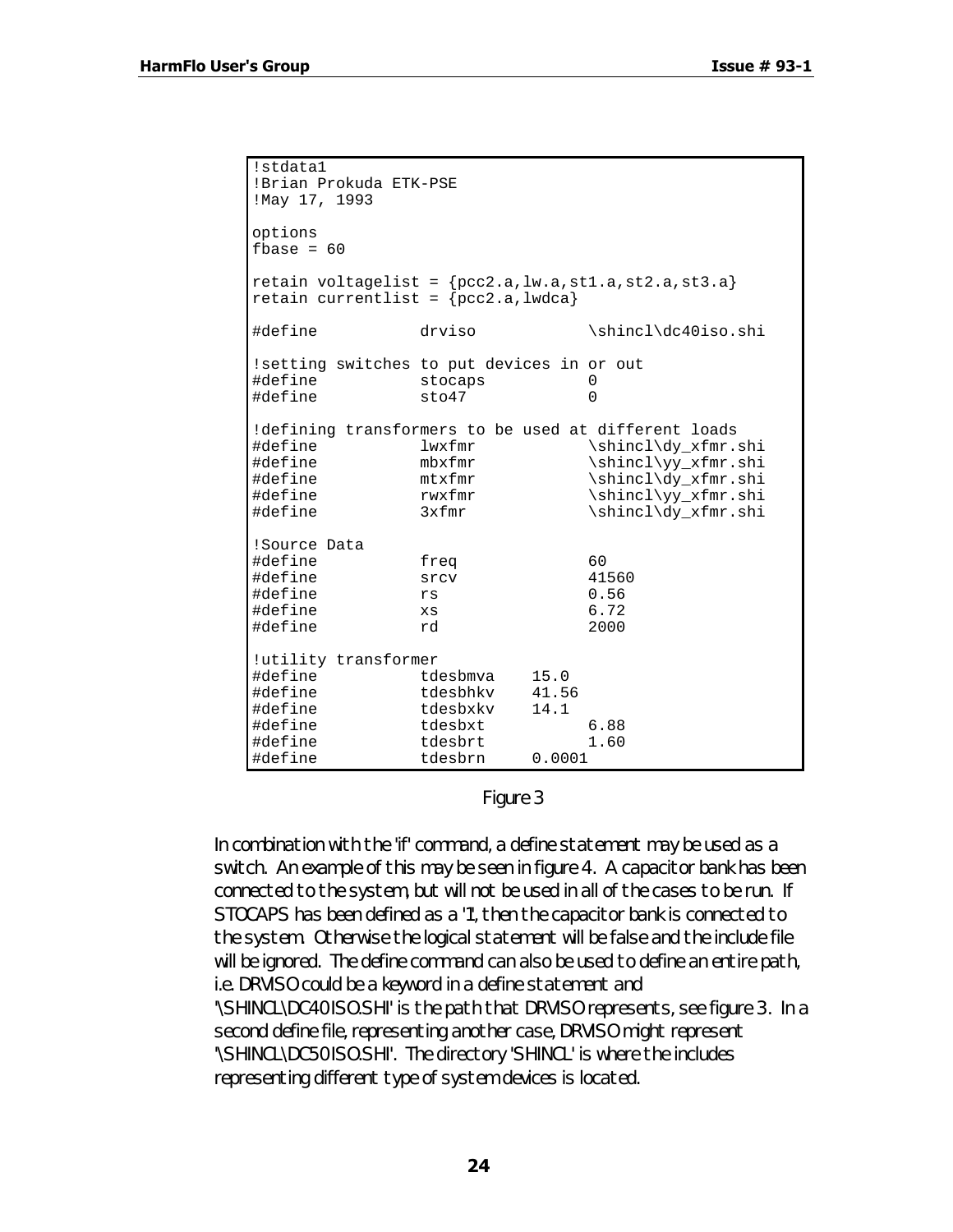```
!stdata1
!Brian Prokuda ETK-PSE
!May 17, 1993

options
fbase = 60

retain voltagelist = {pcc2.a,lw.a,st1.a,st2.a,st3.a}
retain currentlist = {pcc2.a,lwdca}

#define           drviso            \shincl\dc40iso.shi

!setting switches to put devices in or out
#define           stocaps           0
#define           sto47             0

!defining transformers to be used at different loads
#define           lwxfmr            \shincl\dy_xfmr.shi
#define           mbxfmr            \shincl\yy_xfmr.shi
#define           mtxfmr            \shincl\dy_xfmr.shi
#define           rwxfmr            \shincl\yy_xfmr.shi
#define           3xfmr             \shincl\dy_xfmr.shi

!Source Data
#define           freq              60
#define           srcv              41560
#define           rs                0.56
#define           xs                6.72
#define           rd                2000

!utility transformer
#define           tdesbmva    15.0
#define           tdesbhkv    41.56
#define           tdesbxkv    14.1
#define           tdesbxt           6.88
#define           tdesbrt           1.60
#define           tdesbrn     0.0001
```

Figure 3

In combination with the 'if' command, a define statement may be used as a switch. An example of this may be seen in figure 4. A capacitor bank has been connected to the system, but will not be used in all of the cases to be run. If STOCAPS has been defined as a '1', then the capacitor bank is connected to the system. Otherwise the logical statement will be false and the include file will be ignored. The define command can also be used to define an entire path, i.e. DRVISO could be a keyword in a define statement and '\SHINCL\DC40ISO.SHI' is the path that DRVISO represents, see figure 3. In a second define file, representing another case, DRVISO might represent '\SHINCL\DC50ISO.SHI'. The directory 'SHINCL' is where the includes representing different type of system devices is located.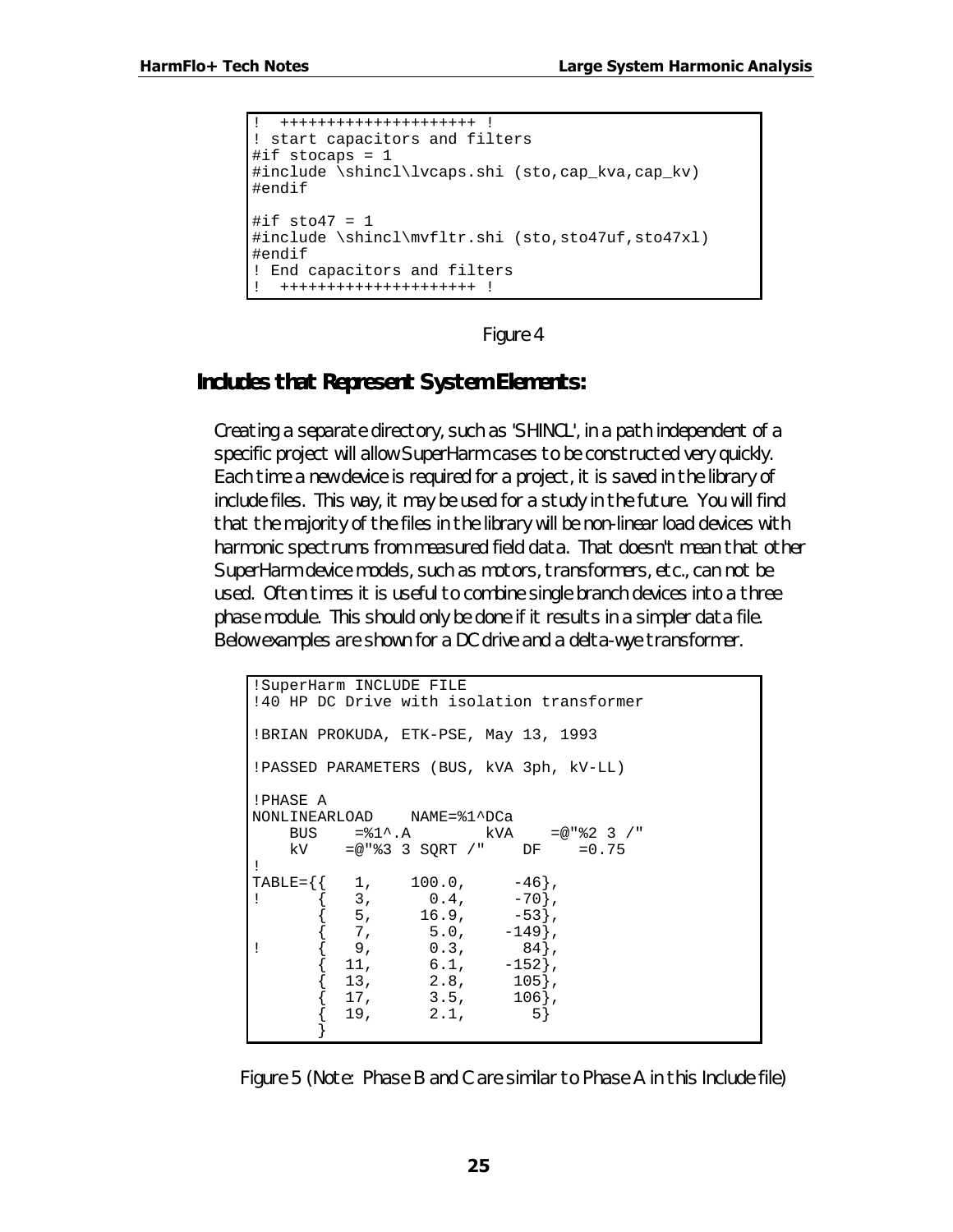```
!  +++++++++++++++++++++ !
! start capacitors and filters
#if stocaps = 1
#include \shincl\lvcaps.shi (sto,cap_kva,cap_kv)
#endif

#if sto47 = 1
#include \shincl\mvfltr.shi (sto,sto47uf,sto47xl)
#endif
! End capacitors and filters
!  +++++++++++++++++++++ !
```

Figure 4

## Includes that Represent System Elements:

Creating a separate directory, such as 'SHINCL', in a path independent of a specific project will allow SuperHarm cases to be constructed very quickly. Each time a new device is required for a project, it is saved in the library of include files. This way, it may be used for a study in the future. You will find that the majority of the files in the library will be non-linear load devices with harmonic spectrums from measured field data. That doesn't mean that other SuperHarm device models, such as motors, transformers, etc., can not be used. Often times it is useful to combine single branch devices into a three phase module. This should only be done if it results in a simpler data file. Below examples are shown for a DC drive and a delta-wye transformer.

```
!SuperHarm INCLUDE FILE
!40 HP DC Drive with isolation transformer

!BRIAN PROKUDA, ETK-PSE, May 13, 1993

!PASSED PARAMETERS (BUS, kVA 3ph, kV-LL)

!PHASE A
NONLINEARLOAD    NAME=%1^DCa
    BUS    =%1^.A        kVA    =@"%2 3 /"
    kV    =@"%3 3 SQRT /"    DF    =0.75
!
TABLE={{   1,    100.0,     -46},
!      {   3,      0.4,     -70},
       {   5,     16.9,     -53},
       {   7,      5.0,    -149},
!      {   9,      0.3,      84},
       {  11,      6.1,    -152},
       {  13,      2.8,     105},
       {  17,      3.5,     106},
       {  19,      2.1,       5}
       }
```

Figure 5 (Note: Phase B and C are similar to Phase A in this Include file)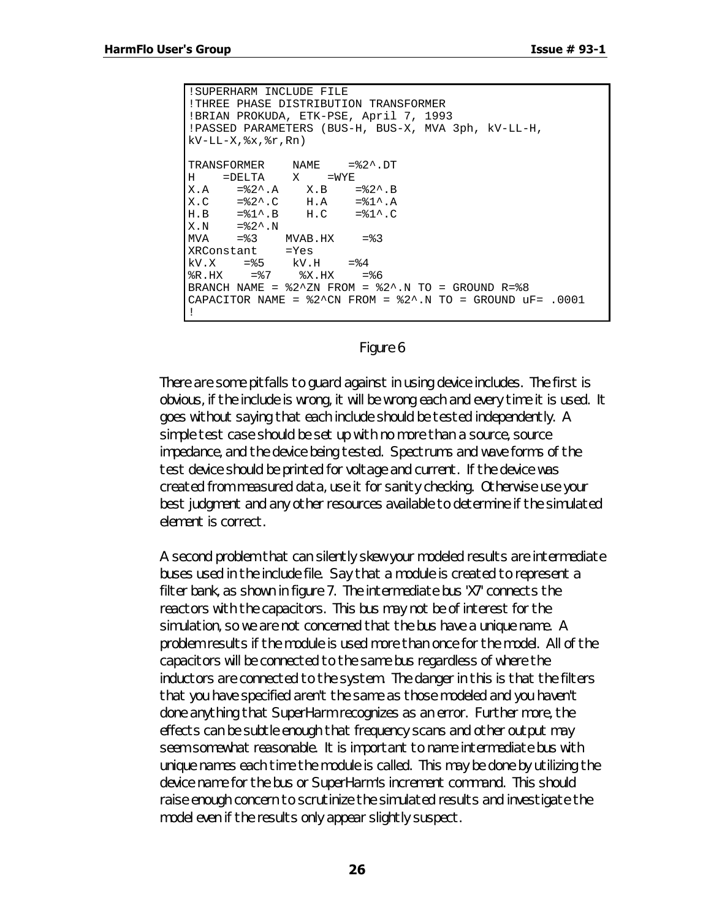```
!SUPERHARM INCLUDE FILE
!THREE PHASE DISTRIBUTION TRANSFORMER
!BRIAN PROKUDA, ETK-PSE, April 7, 1993
!PASSED PARAMETERS (BUS-H, BUS-X, MVA 3ph, kV-LL-H,
kV-LL-X,%x,%r,Rn)

TRANSFORMER    NAME    =%2^.DT
H    =DELTA    X    =WYE
X.A    =%2^.A    X.B    =%2^.B
X.C    =%2^.C    H.A    =%1^.A
H.B    =%1^.B    H.C    =%1^.C
X.N    =%2^.N
MVA    =%3    MVAB.HX    =%3
XRConstant    =Yes
kV.X    =%5    kV.H    =%4
%R.HX    =%7    %X.HX    =%6
BRANCH NAME = %2^ZN FROM = %2^.N TO = GROUND R=%8
CAPACITOR NAME = %2^CN FROM = %2^.N TO = GROUND uF= .0001
!
```

Figure 6

There are some pitfalls to guard against in using device includes. The first is obvious, if the include is wrong, it will be wrong each and every time it is used. It goes without saying that each include should be tested independently. A simple test case should be set up with no more than a source, source impedance, and the device being tested. Spectrums and wave forms of the test device should be printed for voltage and current. If the device was created from measured data, use it for sanity checking. Otherwise use your best judgment and any other resources available to determine if the simulated element is correct.

A second problem that can silently skew your modeled results are intermediate buses used in the include file. Say that a module is created to represent a filter bank, as shown in figure 7. The intermediate bus 'X7' connects the reactors with the capacitors. This bus may not be of interest for the simulation, so we are not concerned that the bus have a unique name. A problem results if the module is used more than once for the model. All of the capacitors will be connected to the same bus regardless of where the inductors are connected to the system. The danger in this is that the filters that you have specified aren't the same as those modeled and you haven't done anything that SuperHarm recognizes as an error. Further more, the effects can be subtle enough that frequency scans and other output may seem somewhat reasonable. It is important to name intermediate bus with unique names each time the module is called. This may be done by utilizing the device name for the bus or SuperHarm's increment command. This should raise enough concern to scrutinize the simulated results and investigate the model even if the results only appear slightly suspect.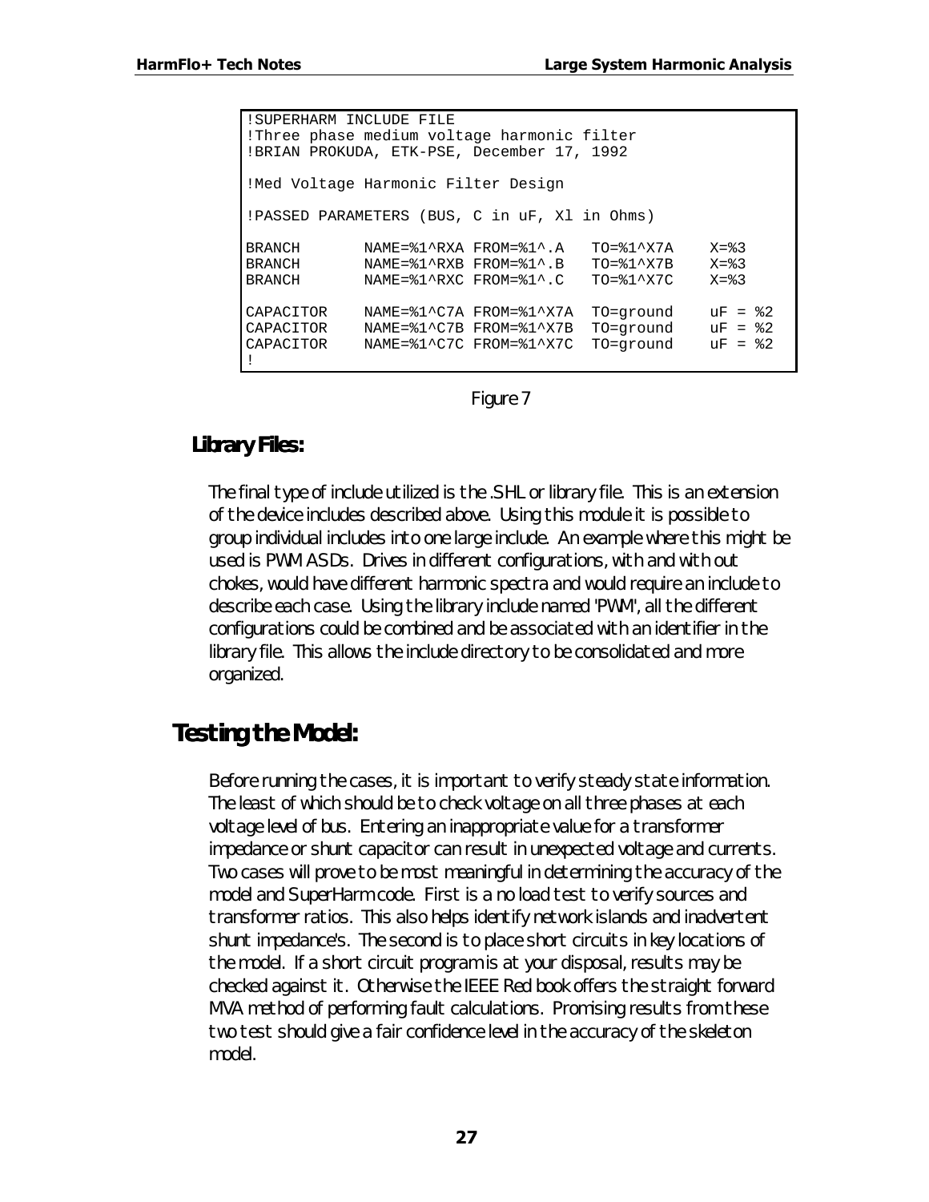```
!SUPERHARM INCLUDE FILE
!Three phase medium voltage harmonic filter
!BRIAN PROKUDA, ETK-PSE, December 17, 1992

!Med Voltage Harmonic Filter Design

!PASSED PARAMETERS (BUS, C in uF, Xl in Ohms)

BRANCH       NAME=%1^RXA FROM=%1^.A   TO=%1^X7A    X=%3
BRANCH       NAME=%1^RXB FROM=%1^.B   TO=%1^X7B    X=%3
BRANCH       NAME=%1^RXC FROM=%1^.C   TO=%1^X7C    X=%3

CAPACITOR    NAME=%1^C7A FROM=%1^X7A  TO=ground    uF = %2
CAPACITOR    NAME=%1^C7B FROM=%1^X7B  TO=ground    uF = %2
CAPACITOR    NAME=%1^C7C FROM=%1^X7C  TO=ground    uF = %2
!
```

Figure 7

### Library Files:

The final type of include utilized is the .SHL or library file. This is an extension of the device includes described above. Using this module it is possible to group individual includes into one large include. An example where this might be used is PWM ASDs. Drives in different configurations, with and with out chokes, would have different harmonic spectra and would require an include to describe each case. Using the library include named 'PWM', all the different configurations could be combined and be associated with an identifier in the library file. This allows the include directory to be consolidated and more organized.

## Testing the Model:

Before running the cases, it is important to verify steady state information. The least of which should be to check voltage on all three phases at each voltage level of bus. Entering an inappropriate value for a transformer impedance or shunt capacitor can result in unexpected voltage and currents. Two cases will prove to be most meaningful in determining the accuracy of the model and SuperHarm code. First is a no load test to verify sources and transformer ratios. This also helps identify network islands and inadvertent shunt impedance's. The second is to place short circuits in key locations of the model. If a short circuit program is at your disposal, results may be checked against it. Otherwise the IEEE Red book offers the straight forward MVA method of performing fault calculations. Promising results from these two test should give a fair confidence level in the accuracy of the skeleton model.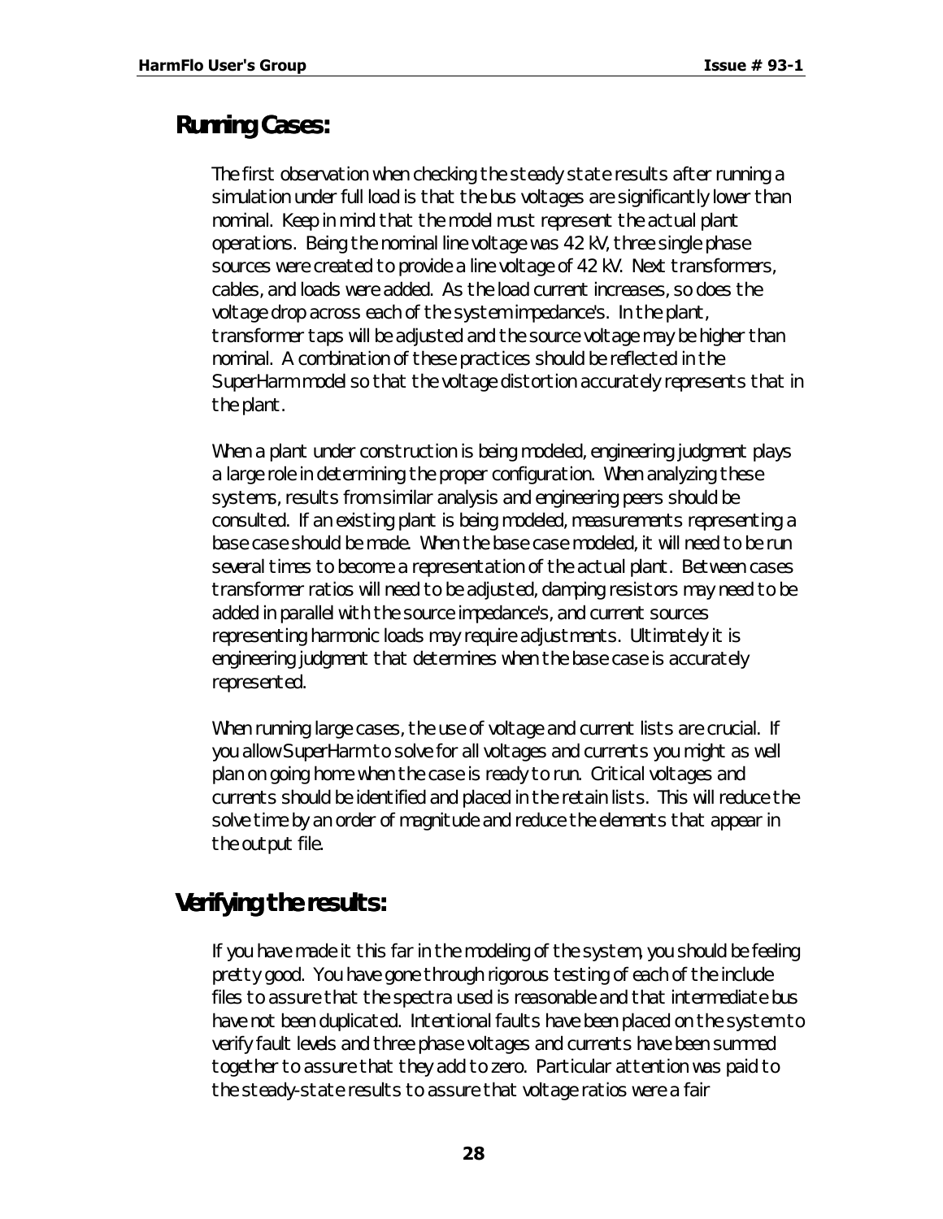## Running Cases:

The first observation when checking the steady state results after running a simulation under full load is that the bus voltages are significantly lower than nominal. Keep in mind that the model must represent the actual plant operations. Being the nominal line voltage was 42 kV, three single phase sources were created to provide a line voltage of 42 kV. Next transformers, cables, and loads were added. As the load current increases, so does the voltage drop across each of the system impedance's. In the plant, transformer taps will be adjusted and the source voltage may be higher than nominal. A combination of these practices should be reflected in the SuperHarm model so that the voltage distortion accurately represents that in the plant.

When a plant under construction is being modeled, engineering judgment plays a large role in determining the proper configuration. When analyzing these systems, results from similar analysis and engineering peers should be consulted. If an existing plant is being modeled, measurements representing a base case should be made. When the base case modeled, it will need to be run several times to become a representation of the actual plant. Between cases transformer ratios will need to be adjusted, damping resistors may need to be added in parallel with the source impedance's, and current sources representing harmonic loads may require adjustments. Ultimately it is engineering judgment that determines when the base case is accurately represented.

When running large cases, the use of voltage and current lists are crucial. If you allow SuperHarm to solve for all voltages and currents you might as well plan on going home when the case is ready to run. Critical voltages and currents should be identified and placed in the retain lists. This will reduce the solve time by an order of magnitude and reduce the elements that appear in the output file.

## Verifying the results:

If you have made it this far in the modeling of the system, you should be feeling pretty good. You have gone through rigorous testing of each of the include files to assure that the spectra used is reasonable and that intermediate bus have not been duplicated. Intentional faults have been placed on the system to verify fault levels and three phase voltages and currents have been summed together to assure that they add to zero. Particular attention was paid to the steady-state results to assure that voltage ratios were a fair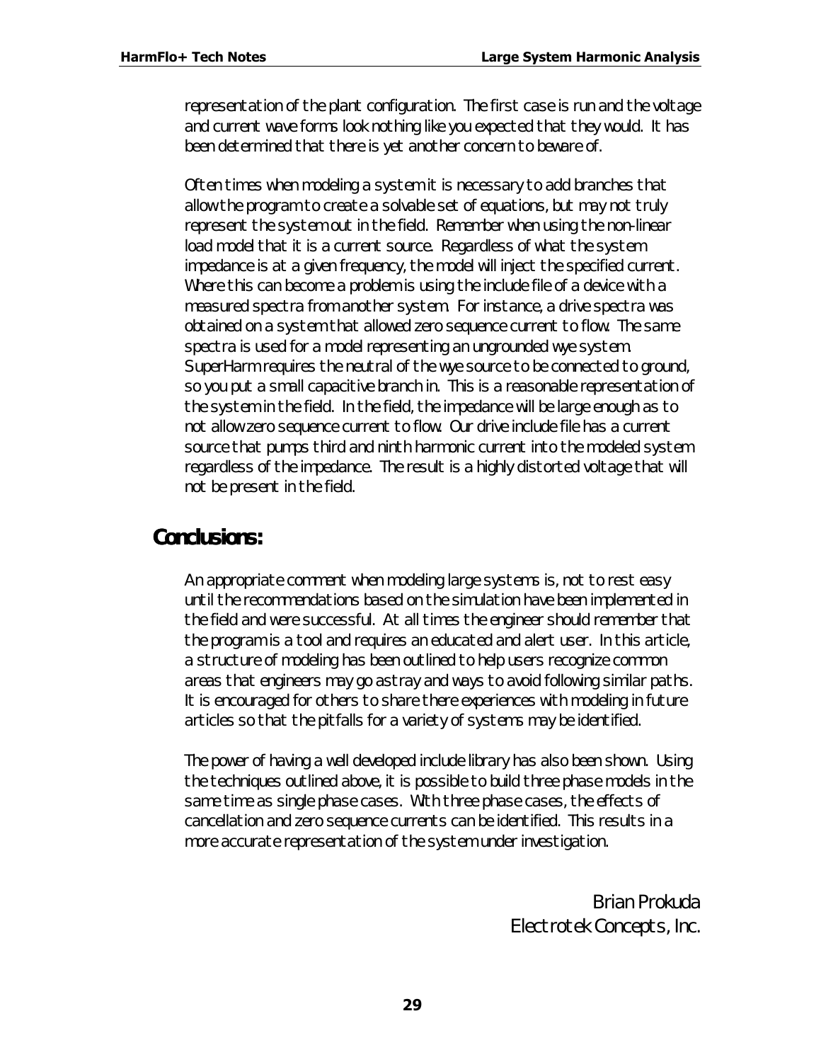representation of the plant configuration. The first case is run and the voltage and current wave forms look nothing like you expected that they would. It has been determined that there is yet another concern to beware of.

Often times when modeling a system it is necessary to add branches that allow the program to create a solvable set of equations, but may not truly represent the system out in the field. Remember when using the non-linear load model that it is a current source. Regardless of what the system impedance is at a given frequency, the model will inject the specified current. Where this can become a problem is using the include file of a device with a measured spectra from another system. For instance, a drive spectra was obtained on a system that allowed zero sequence current to flow. The same spectra is used for a model representing an ungrounded wye system. SuperHarm requires the neutral of the wye source to be connected to ground, so you put a small capacitive branch in. This is a reasonable representation of the system in the field. In the field, the impedance will be large enough as to not allow zero sequence current to flow. Our drive include file has a current source that pumps third and ninth harmonic current into the modeled system regardless of the impedance. The result is a highly distorted voltage that will not be present in the field.

## Conclusions:

An appropriate comment when modeling large systems is, not to rest easy until the recommendations based on the simulation have been implemented in the field and were successful. At all times the engineer should remember that the program is a tool and requires an educated and alert user. In this article, a structure of modeling has been outlined to help users recognize common areas that engineers may go astray and ways to avoid following similar paths. It is encouraged for others to share there experiences with modeling in future articles so that the pitfalls for a variety of systems may be identified.

The power of having a well developed include library has also been shown. Using the techniques outlined above, it is possible to build three phase models in the same time as single phase cases. With three phase cases, the effects of cancellation and zero sequence currents can be identified. This results in a more accurate representation of the system under investigation.

Brian Prokuda
Electrotek Concepts, Inc.